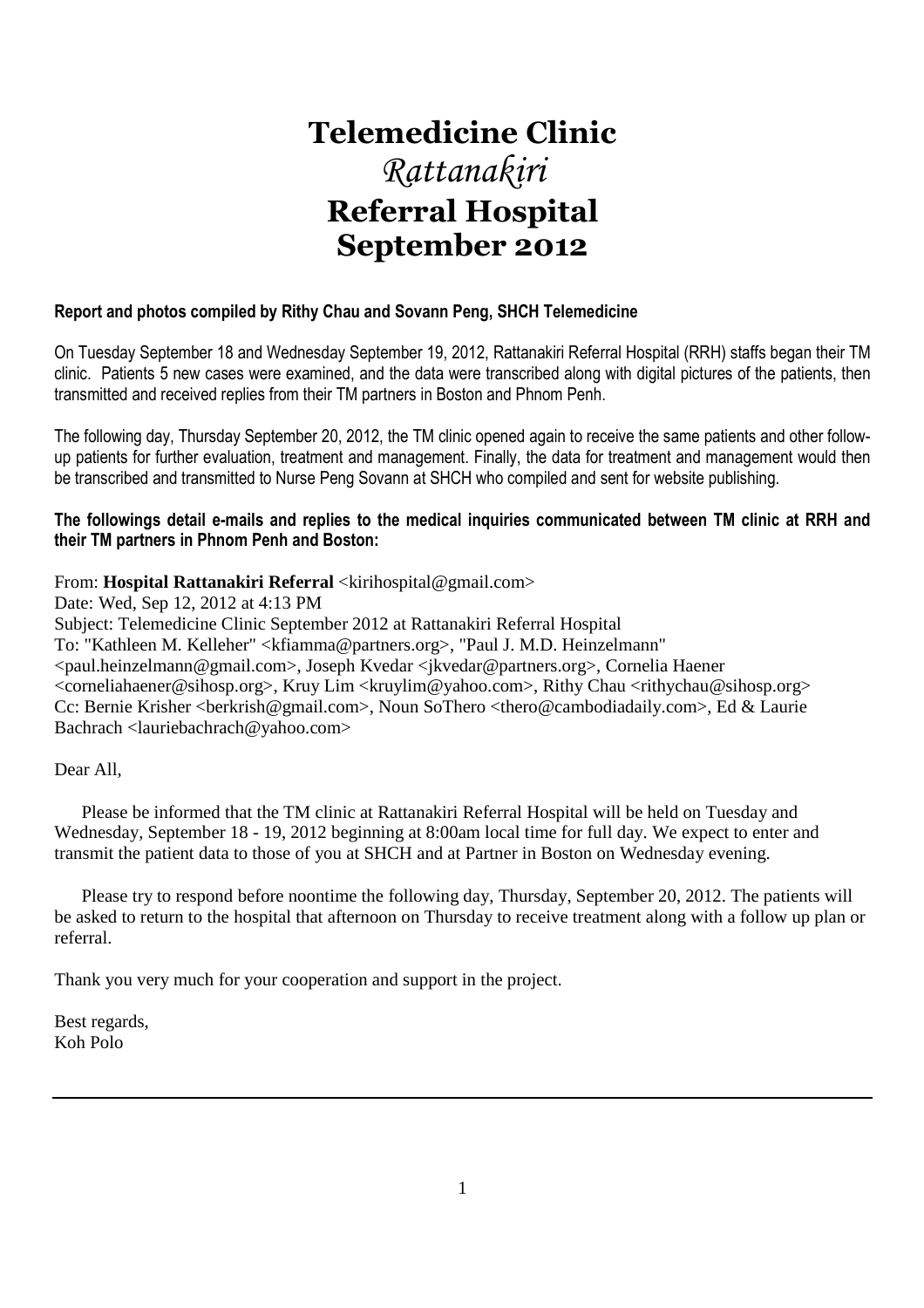# Telemedicine Clinic
## *Rattanakiri*
# Referral Hospital
# September 2012

**Report and photos compiled by Rithy Chau and Sovann Peng, SHCH Telemedicine**

On Tuesday September 18 and Wednesday September 19, 2012, Rattanakiri Referral Hospital (RRH) staffs began their TM clinic. Patients 5 new cases were examined, and the data were transcribed along with digital pictures of the patients, then transmitted and received replies from their TM partners in Boston and Phnom Penh.

The following day, Thursday September 20, 2012, the TM clinic opened again to receive the same patients and other follow-up patients for further evaluation, treatment and management. Finally, the data for treatment and management would then be transcribed and transmitted to Nurse Peng Sovann at SHCH who compiled and sent for website publishing.

**The followings detail e-mails and replies to the medical inquiries communicated between TM clinic at RRH and their TM partners in Phnom Penh and Boston:**

From: **Hospital Rattanakiri Referral** <kirihospital@gmail.com>
Date: Wed, Sep 12, 2012 at 4:13 PM
Subject: Telemedicine Clinic September 2012 at Rattanakiri Referral Hospital
To: "Kathleen M. Kelleher" <kfiamma@partners.org>, "Paul J. M.D. Heinzelmann" <paul.heinzelmann@gmail.com>, Joseph Kvedar <jkvedar@partners.org>, Cornelia Haener <corneliahaener@sihosp.org>, Kruy Lim <kruylim@yahoo.com>, Rithy Chau <rithychau@sihosp.org>
Cc: Bernie Krisher <berkrish@gmail.com>, Noun SoThero <thero@cambodiadaily.com>, Ed & Laurie Bachrach <lauriebachrach@yahoo.com>

Dear All,

Please be informed that the TM clinic at Rattanakiri Referral Hospital will be held on Tuesday and Wednesday, September 18 - 19, 2012 beginning at 8:00am local time for full day. We expect to enter and transmit the patient data to those of you at SHCH and at Partner in Boston on Wednesday evening.

Please try to respond before noontime the following day, Thursday, September 20, 2012. The patients will be asked to return to the hospital that afternoon on Thursday to receive treatment along with a follow up plan or referral.

Thank you very much for your cooperation and support in the project.

Best regards,
Koh Polo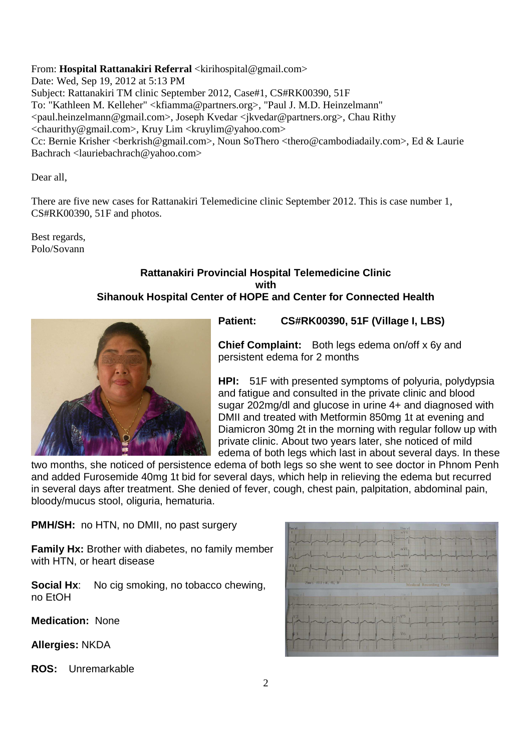From: **Hospital Rattanakiri Referral** <kirihospital@gmail.com>
Date: Wed, Sep 19, 2012 at 5:13 PM
Subject: Rattanakiri TM clinic September 2012, Case#1, CS#RK00390, 51F
To: "Kathleen M. Kelleher" <kfiamma@partners.org>, "Paul J. M.D. Heinzelmann" <paul.heinzelmann@gmail.com>, Joseph Kvedar <jkvedar@partners.org>, Chau Rithy <chaurithy@gmail.com>, Kruy Lim <kruylim@yahoo.com>
Cc: Bernie Krisher <berkrish@gmail.com>, Noun SoThero <thero@cambodiadaily.com>, Ed & Laurie Bachrach <lauriebachrach@yahoo.com>

Dear all,

There are five new cases for Rattanakiri Telemedicine clinic September 2012. This is case number 1, CS#RK00390, 51F and photos.

Best regards,
Polo/Sovann

**Rattanakiri Provincial Hospital Telemedicine Clinic**
**with**
**Sihanouk Hospital Center of HOPE and Center for Connected Health**

**Patient: CS#RK00390, 51F (Village I, LBS)**

**Chief Complaint:** Both legs edema on/off x 6y and persistent edema for 2 months

**HPI:** 51F with presented symptoms of polyuria, polydypsia and fatigue and consulted in the private clinic and blood sugar 202mg/dl and glucose in urine 4+ and diagnosed with DMII and treated with Metformin 850mg 1t at evening and Diamicron 30mg 2t in the morning with regular follow up with private clinic. About two years later, she noticed of mild edema of both legs which last in about several days. In these two months, she noticed of persistence edema of both legs so she went to see doctor in Phnom Penh and added Furosemide 40mg 1t bid for several days, which help in relieving the edema but recurred in several days after treatment. She denied of fever, cough, chest pain, palpitation, abdominal pain, bloody/mucus stool, oliguria, hematuria.

**PMH/SH:** no HTN, no DMII, no past surgery

**Family Hx:** Brother with diabetes, no family member with HTN, or heart disease

**Social Hx**: No cig smoking, no tobacco chewing, no EtOH

**Medication:** None

**Allergies:** NKDA

**ROS:** Unremarkable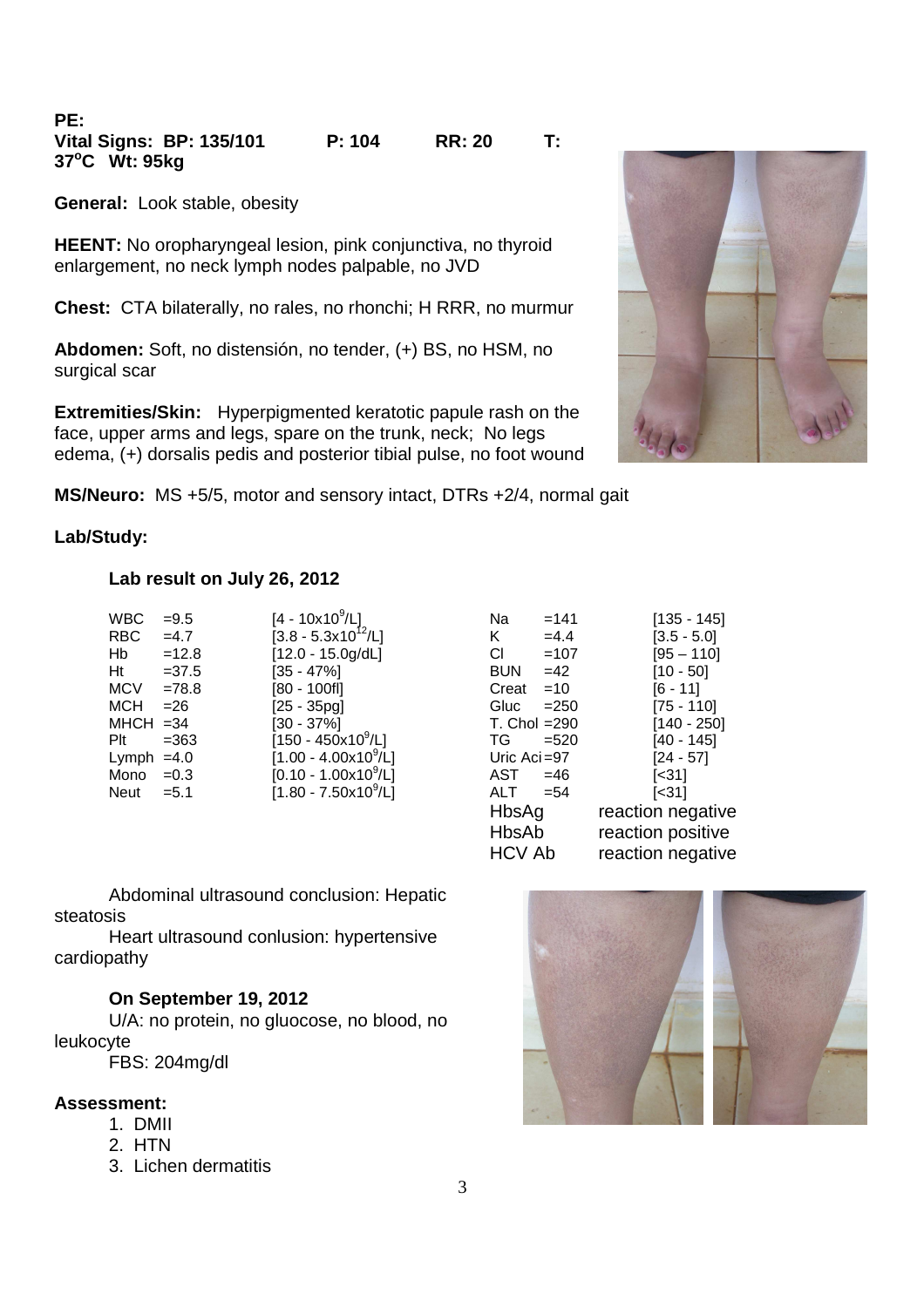**PE:**

**Vital Signs: BP: 135/101 P: 104 RR: 20 T: 37°C Wt: 95kg**

**General:** Look stable, obesity

**HEENT:** No oropharyngeal lesion, pink conjunctiva, no thyroid enlargement, no neck lymph nodes palpable, no JVD

**Chest:** CTA bilaterally, no rales, no rhonchi; H RRR, no murmur

**Abdomen:** Soft, no distensión, no tender, (+) BS, no HSM, no surgical scar

**Extremities/Skin:** Hyperpigmented keratotic papule rash on the face, upper arms and legs, spare on the trunk, neck; No legs edema, (+) dorsalis pedis and posterior tibial pulse, no foot wound

**MS/Neuro:** MS +5/5, motor and sensory intact, DTRs +2/4, normal gait

**Lab/Study:**

**Lab result on July 26, 2012**

| Test | Result | Range | Test | Result | Range |
|---|---|---|---|---|---|
| WBC | =9.5 | [4 - $10x10^9$/L] | Na | =141 | [135 - 145] |
| RBC | =4.7 | [3.8 - $5.3x10^{12}$/L] | K | =4.4 | [3.5 - 5.0] |
| Hb | =12.8 | [12.0 - 15.0g/dL] | Cl | =107 | [95 – 110] |
| Ht | =37.5 | [35 - 47%] | BUN | =42 | [10 - 50] |
| MCV | =78.8 | [80 - 100fl] | Creat | =10 | [6 - 11] |
| MCH | =26 | [25 - 35pg] | Gluc | =250 | [75 - 110] |
| MHCH | =34 | [30 - 37%] | T. Chol | =290 | [140 - 250] |
| Plt | =363 | [150 - $450x10^9$/L] | TG | =520 | [40 - 145] |
| Lymph | =4.0 | [1.00 - $4.00x10^9$/L] | Uric Aci | =97 | [24 - 57] |
| Mono | =0.3 | [0.10 - $1.00x10^9$/L] | AST | =46 | [<31] |
| Neut | =5.1 | [1.80 - $7.50x10^9$/L] | ALT | =54 | [<31] |
| | | | HbsAg | | reaction negative |
| | | | HbsAb | | reaction positive |
| | | | HCV Ab | | reaction negative |

Abdominal ultrasound conclusion: Hepatic steatosis

Heart ultrasound conlusion: hypertensive cardiopathy

**On September 19, 2012**

U/A: no protein, no gluocose, no blood, no leukocyte

FBS: 204mg/dl

**Assessment:**

1. DMII
2. HTN
3. Lichen dermatitis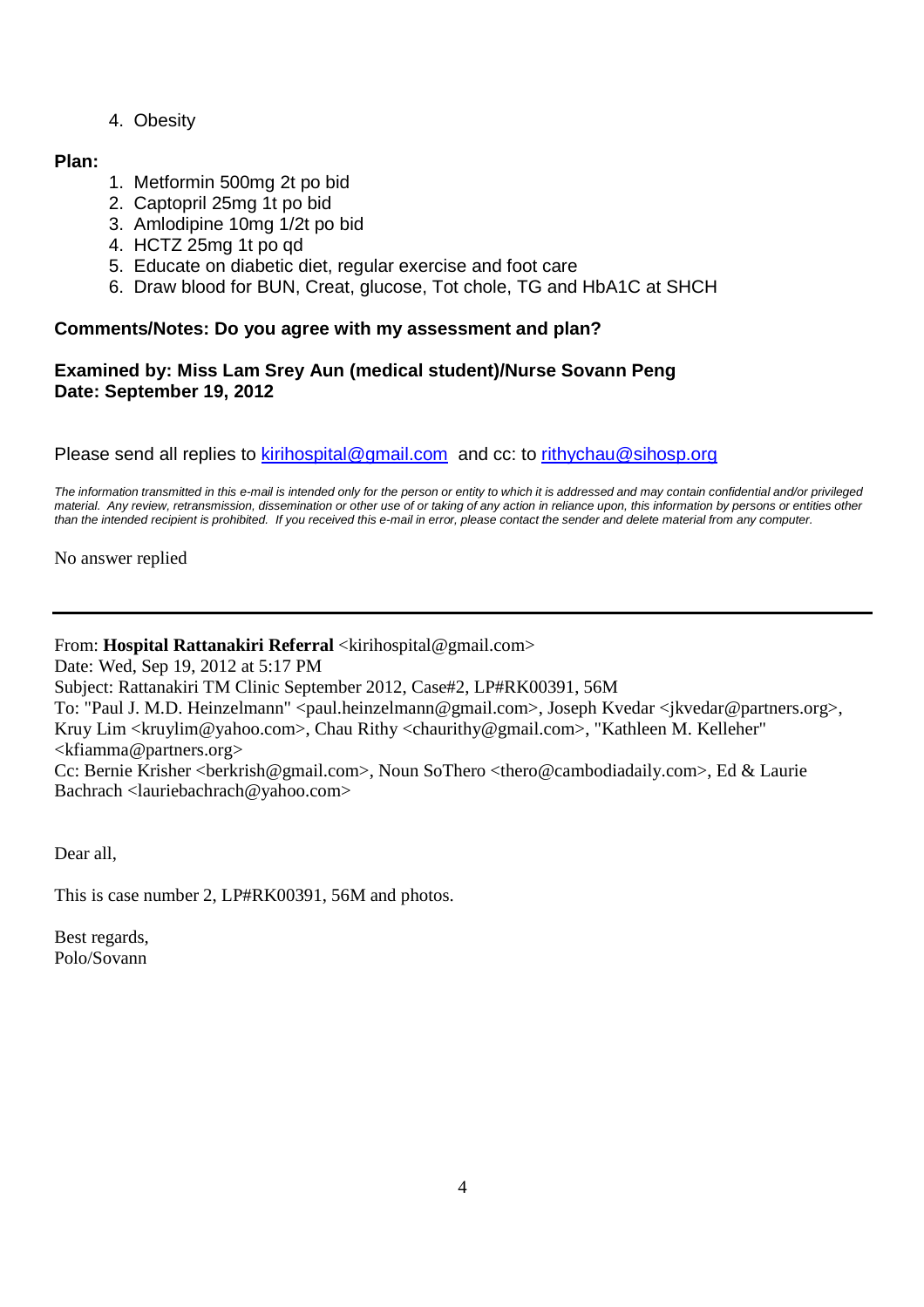4. Obesity

**Plan:**

1. Metformin 500mg 2t po bid
2. Captopril 25mg 1t po bid
3. Amlodipine 10mg 1/2t po bid
4. HCTZ 25mg 1t po qd
5. Educate on diabetic diet, regular exercise and foot care
6. Draw blood for BUN, Creat, glucose, Tot chole, TG and HbA1C at SHCH

**Comments/Notes: Do you agree with my assessment and plan?**

**Examined by: Miss Lam Srey Aun (medical student)/Nurse Sovann Peng**
**Date: September 19, 2012**

Please send all replies to kirihospital@gmail.com and cc: to rithychau@sihosp.org

*The information transmitted in this e-mail is intended only for the person or entity to which it is addressed and may contain confidential and/or privileged material. Any review, retransmission, dissemination or other use of or taking of any action in reliance upon, this information by persons or entities other than the intended recipient is prohibited. If you received this e-mail in error, please contact the sender and delete material from any computer.*

No answer replied

---

From: **Hospital Rattanakiri Referral** <kirihospital@gmail.com>
Date: Wed, Sep 19, 2012 at 5:17 PM
Subject: Rattanakiri TM Clinic September 2012, Case#2, LP#RK00391, 56M
To: "Paul J. M.D. Heinzelmann" <paul.heinzelmann@gmail.com>, Joseph Kvedar <jkvedar@partners.org>, Kruy Lim <kruylim@yahoo.com>, Chau Rithy <chaurithy@gmail.com>, "Kathleen M. Kelleher" <kfiamma@partners.org>
Cc: Bernie Krisher <berkrish@gmail.com>, Noun SoThero <thero@cambodiadaily.com>, Ed & Laurie Bachrach <lauriebachrach@yahoo.com>

Dear all,

This is case number 2, LP#RK00391, 56M and photos.

Best regards,
Polo/Sovann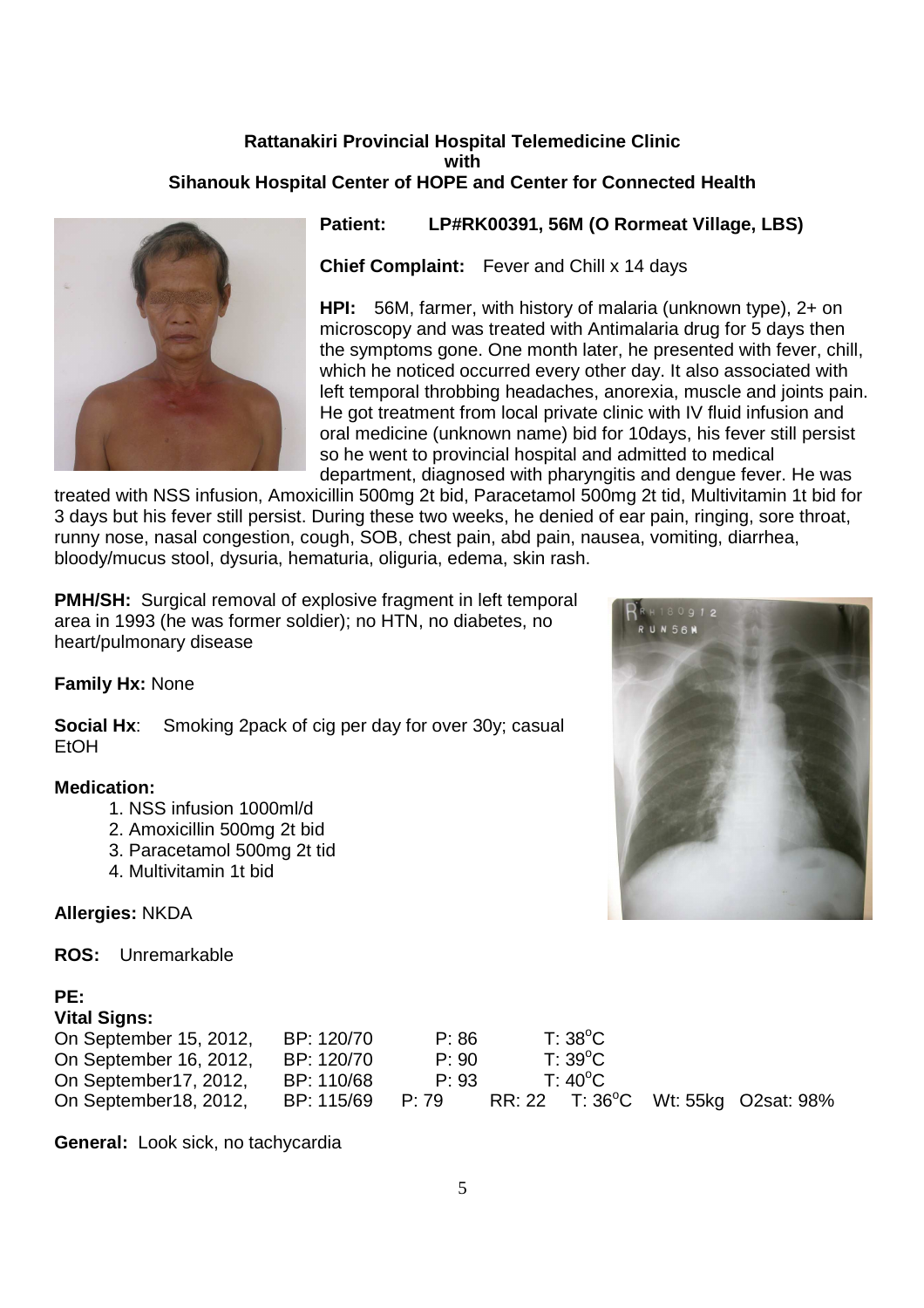**Rattanakiri Provincial Hospital Telemedicine Clinic**
**with**
**Sihanouk Hospital Center of HOPE and Center for Connected Health**

**Patient:** **LP#RK00391, 56M (O Rormeat Village, LBS)**

**Chief Complaint:** Fever and Chill x 14 days

**HPI:** 56M, farmer, with history of malaria (unknown type), 2+ on microscopy and was treated with Antimalaria drug for 5 days then the symptoms gone. One month later, he presented with fever, chill, which he noticed occurred every other day. It also associated with left temporal throbbing headaches, anorexia, muscle and joints pain. He got treatment from local private clinic with IV fluid infusion and oral medicine (unknown name) bid for 10days, his fever still persist so he went to provincial hospital and admitted to medical department, diagnosed with pharyngitis and dengue fever. He was treated with NSS infusion, Amoxicillin 500mg 2t bid, Paracetamol 500mg 2t tid, Multivitamin 1t bid for 3 days but his fever still persist. During these two weeks, he denied of ear pain, ringing, sore throat, runny nose, nasal congestion, cough, SOB, chest pain, abd pain, nausea, vomiting, diarrhea, bloody/mucus stool, dysuria, hematuria, oliguria, edema, skin rash.

**PMH/SH:** Surgical removal of explosive fragment in left temporal area in 1993 (he was former soldier); no HTN, no diabetes, no heart/pulmonary disease

**Family Hx:** None

**Social Hx**: Smoking 2pack of cig per day for over 30y; casual EtOH

**Medication:**

1. NSS infusion 1000ml/d
2. Amoxicillin 500mg 2t bid
3. Paracetamol 500mg 2t tid
4. Multivitamin 1t bid

**Allergies:** NKDA

**ROS:** Unremarkable

**PE:**

**Vital Signs:**

| | | | | | | |
|---|---|---|---|---|---|---|
| On September 15, 2012, | BP: 120/70 | P: 86 | | T: 38°C | | |
| On September 16, 2012, | BP: 120/70 | P: 90 | | T: 39°C | | |
| On September17, 2012, | BP: 110/68 | P: 93 | | T: 40°C | | |
| On September18, 2012, | BP: 115/69 | P: 79 | RR: 22 | T: 36°C | Wt: 55kg | O2sat: 98% |

**General:** Look sick, no tachycardia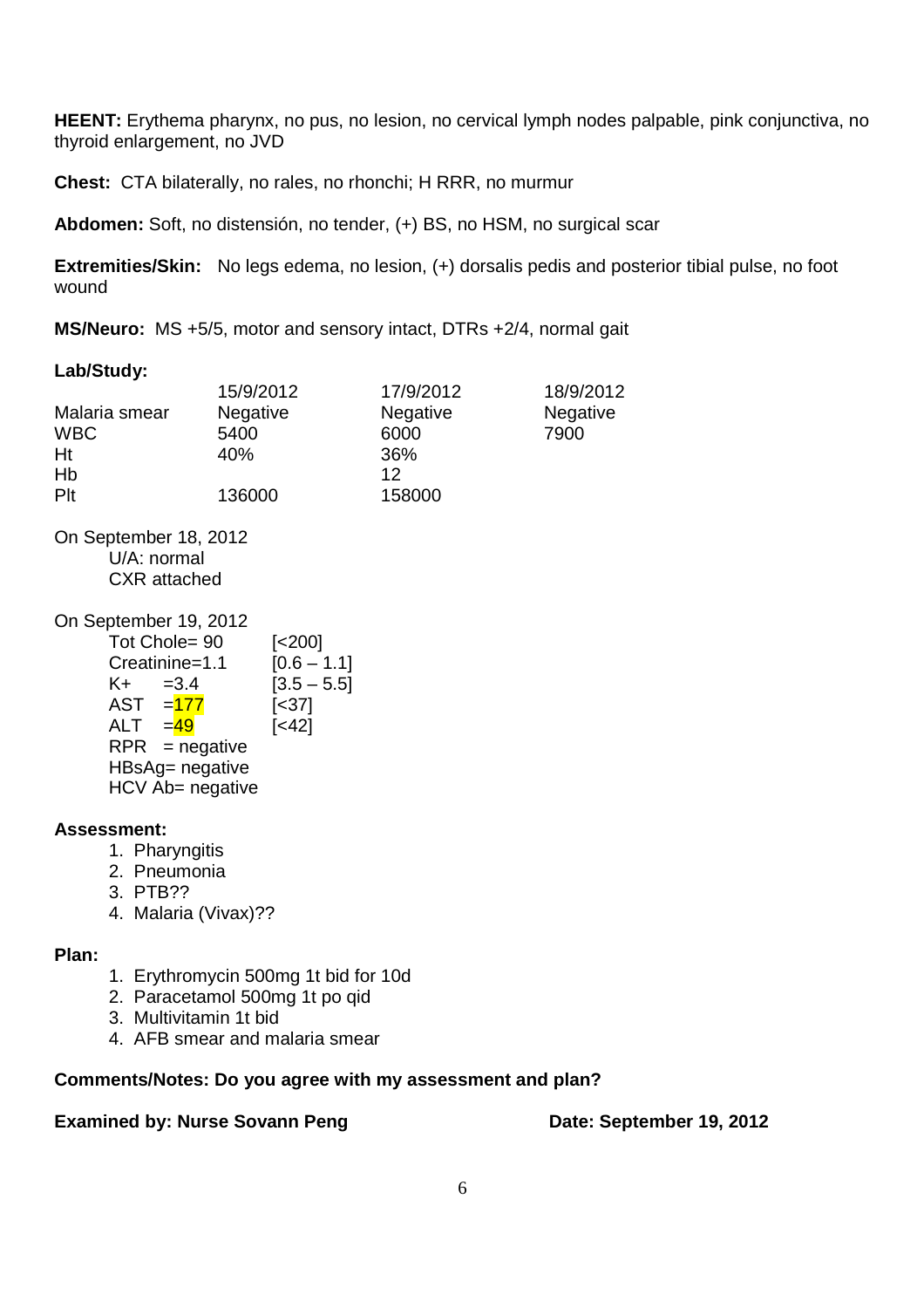**HEENT:** Erythema pharynx, no pus, no lesion, no cervical lymph nodes palpable, pink conjunctiva, no thyroid enlargement, no JVD

**Chest:** CTA bilaterally, no rales, no rhonchi; H RRR, no murmur

**Abdomen:** Soft, no distensión, no tender, (+) BS, no HSM, no surgical scar

**Extremities/Skin:** No legs edema, no lesion, (+) dorsalis pedis and posterior tibial pulse, no foot wound

**MS/Neuro:** MS +5/5, motor and sensory intact, DTRs +2/4, normal gait

**Lab/Study:**

| | 15/9/2012 | 17/9/2012 | 18/9/2012 |
|---|---|---|---|
| Malaria smear | Negative | Negative | Negative |
| WBC | 5400 | 6000 | 7900 |
| Ht | 40% | 36% | |
| Hb | | 12 | |
| Plt | 136000 | 158000 | |

On September 18, 2012
- U/A: normal
- CXR attached

On September 19, 2012

| | |
|---|---|
| Tot Chole= 90 | [<200] |
| Creatinine=1.1 | [0.6 – 1.1] |
| K+ =3.4 | [3.5 – 5.5] |
| AST =177 | [<37] |
| ALT =49 | [<42] |
| RPR = negative | |
| HBsAg= negative | |
| HCV Ab= negative | |

**Assessment:**

1. Pharyngitis
2. Pneumonia
3. PTB??
4. Malaria (Vivax)??

**Plan:**

1. Erythromycin 500mg 1t bid for 10d
2. Paracetamol 500mg 1t po qid
3. Multivitamin 1t bid
4. AFB smear and malaria smear

**Comments/Notes: Do you agree with my assessment and plan?**

**Examined by: Nurse Sovann Peng** **Date: September 19, 2012**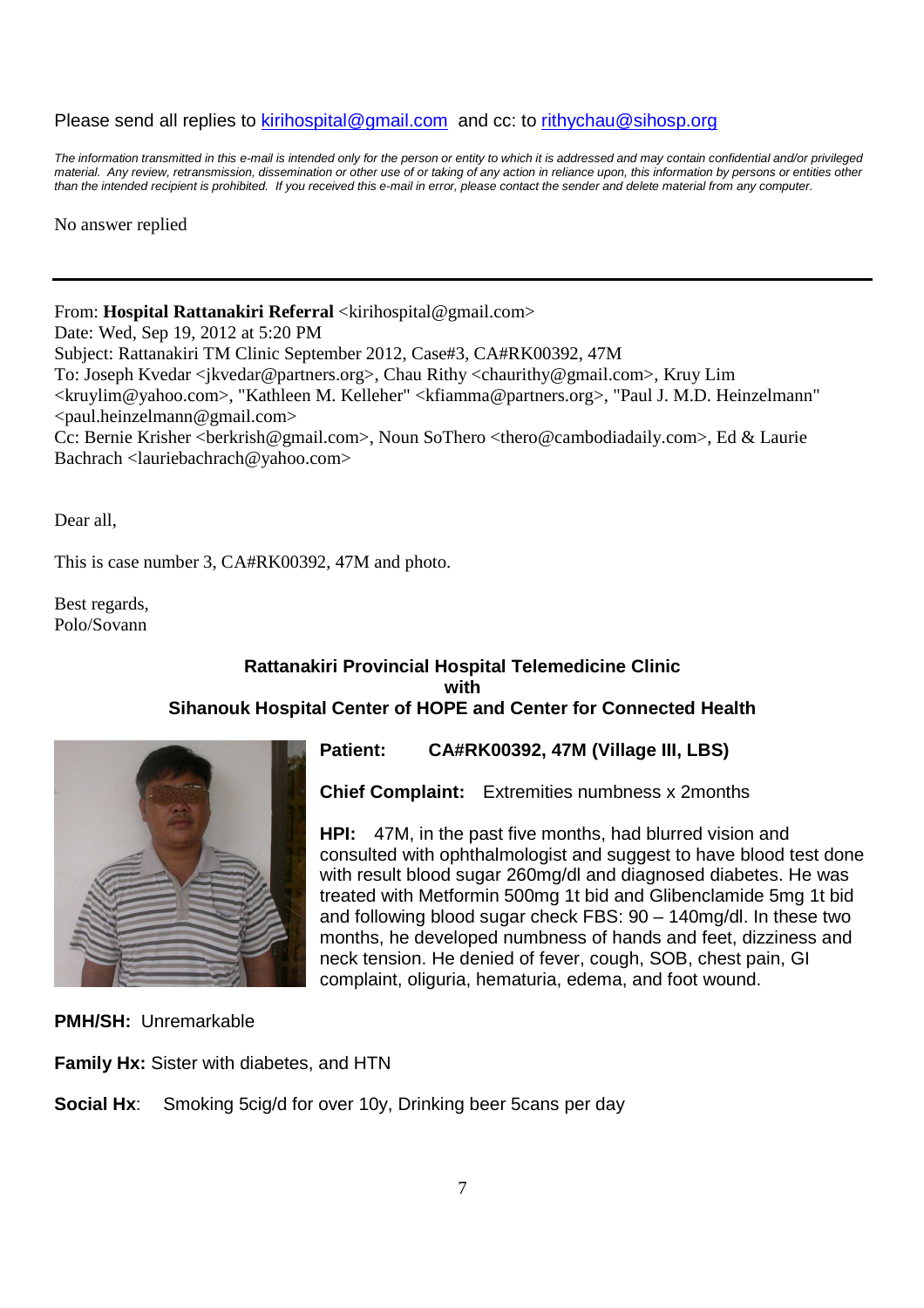Please send all replies to [kirihospital@gmail.com](mailto:kirihospital@gmail.com) and cc: to [rithychau@sihosp.org](mailto:rithychau@sihosp.org)

*The information transmitted in this e-mail is intended only for the person or entity to which it is addressed and may contain confidential and/or privileged material. Any review, retransmission, dissemination or other use of or taking of any action in reliance upon, this information by persons or entities other than the intended recipient is prohibited. If you received this e-mail in error, please contact the sender and delete material from any computer.*

No answer replied

---

From: **Hospital Rattanakiri Referral** <kirihospital@gmail.com>
Date: Wed, Sep 19, 2012 at 5:20 PM
Subject: Rattanakiri TM Clinic September 2012, Case#3, CA#RK00392, 47M
To: Joseph Kvedar <jkvedar@partners.org>, Chau Rithy <chaurithy@gmail.com>, Kruy Lim <kruylim@yahoo.com>, "Kathleen M. Kelleher" <kfiamma@partners.org>, "Paul J. M.D. Heinzelmann" <paul.heinzelmann@gmail.com>
Cc: Bernie Krisher <berkrish@gmail.com>, Noun SoThero <thero@cambodiadaily.com>, Ed & Laurie Bachrach <lauriebachrach@yahoo.com>

Dear all,

This is case number 3, CA#RK00392, 47M and photo.

Best regards,
Polo/Sovann

**Rattanakiri Provincial Hospital Telemedicine Clinic**
**with**
**Sihanouk Hospital Center of HOPE and Center for Connected Health**

**Patient:** **CA#RK00392, 47M (Village III, LBS)**

**Chief Complaint:** Extremities numbness x 2months

**HPI:** 47M, in the past five months, had blurred vision and consulted with ophthalmologist and suggest to have blood test done with result blood sugar 260mg/dl and diagnosed diabetes. He was treated with Metformin 500mg 1t bid and Glibenclamide 5mg 1t bid and following blood sugar check FBS: 90 – 140mg/dl. In these two months, he developed numbness of hands and feet, dizziness and neck tension. He denied of fever, cough, SOB, chest pain, GI complaint, oliguria, hematuria, edema, and foot wound.

**PMH/SH:** Unremarkable

**Family Hx:** Sister with diabetes, and HTN

**Social Hx**: Smoking 5cig/d for over 10y, Drinking beer 5cans per day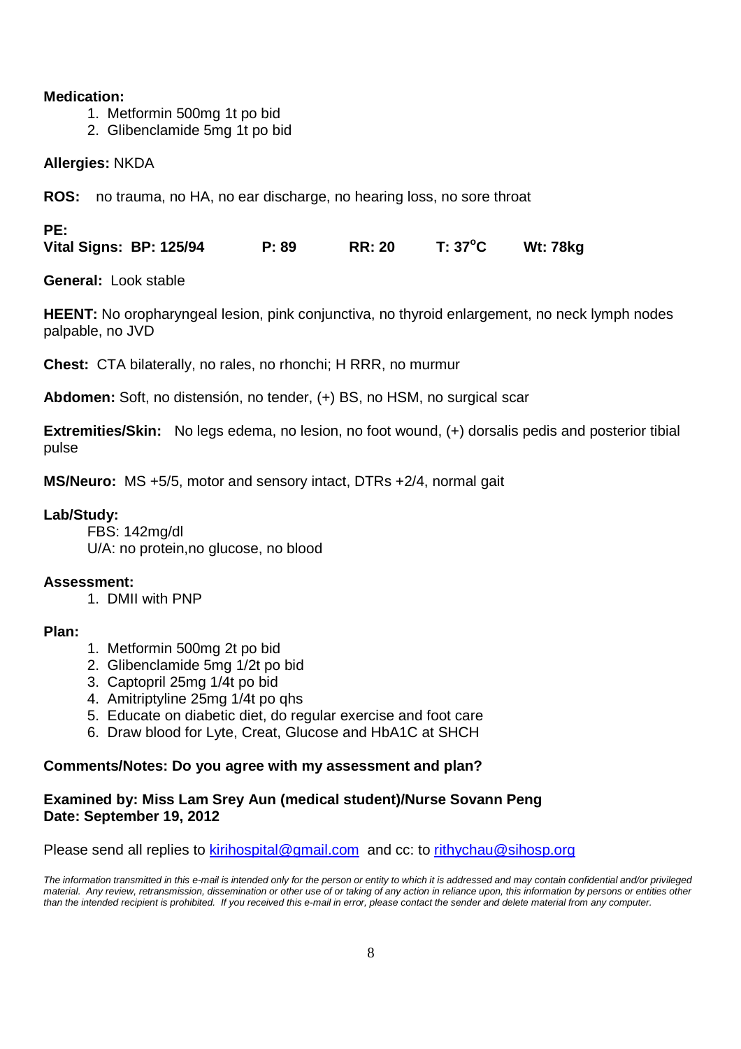**Medication:**

1. Metformin 500mg 1t po bid
2. Glibenclamide 5mg 1t po bid

**Allergies:** NKDA

**ROS:** no trauma, no HA, no ear discharge, no hearing loss, no sore throat

**PE:**

**Vital Signs: BP: 125/94 P: 89 RR: 20 T: 37$^{o}$C Wt: 78kg**

**General:** Look stable

**HEENT:** No oropharyngeal lesion, pink conjunctiva, no thyroid enlargement, no neck lymph nodes palpable, no JVD

**Chest:** CTA bilaterally, no rales, no rhonchi; H RRR, no murmur

**Abdomen:** Soft, no distensión, no tender, (+) BS, no HSM, no surgical scar

**Extremities/Skin:** No legs edema, no lesion, no foot wound, (+) dorsalis pedis and posterior tibial pulse

**MS/Neuro:** MS +5/5, motor and sensory intact, DTRs +2/4, normal gait

**Lab/Study:**

FBS: 142mg/dl
U/A: no protein,no glucose, no blood

**Assessment:**

1. DMII with PNP

**Plan:**

1. Metformin 500mg 2t po bid
2. Glibenclamide 5mg 1/2t po bid
3. Captopril 25mg 1/4t po bid
4. Amitriptyline 25mg 1/4t po qhs
5. Educate on diabetic diet, do regular exercise and foot care
6. Draw blood for Lyte, Creat, Glucose and HbA1C at SHCH

**Comments/Notes: Do you agree with my assessment and plan?**

**Examined by: Miss Lam Srey Aun (medical student)/Nurse Sovann Peng**
**Date: September 19, 2012**

Please send all replies to kirihospital@gmail.com and cc: to rithychau@sihosp.org

*The information transmitted in this e-mail is intended only for the person or entity to which it is addressed and may contain confidential and/or privileged material. Any review, retransmission, dissemination or other use of or taking of any action in reliance upon, this information by persons or entities other than the intended recipient is prohibited. If you received this e-mail in error, please contact the sender and delete material from any computer.*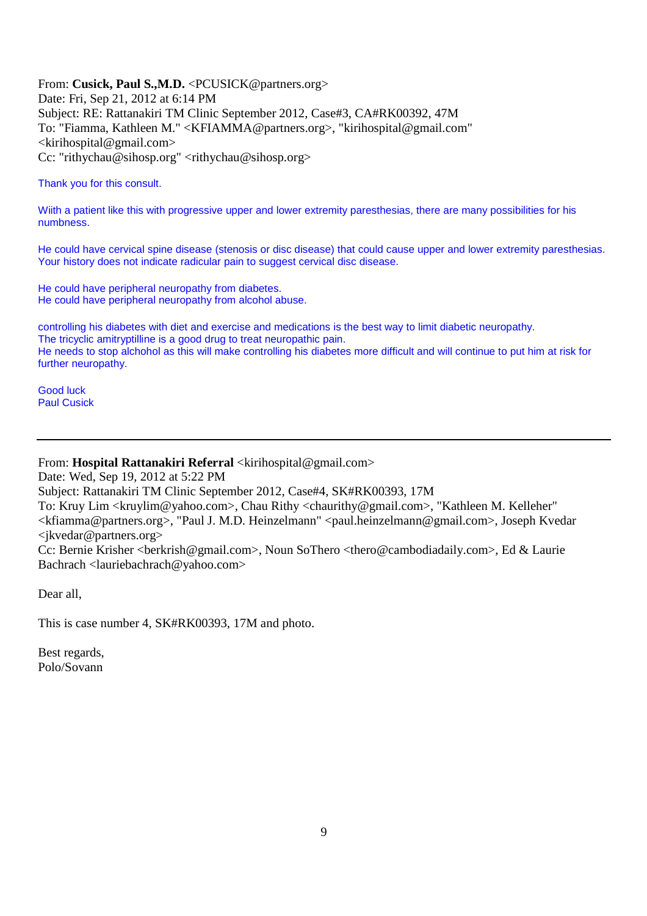From: **Cusick, Paul S.,M.D.** <PCUSICK@partners.org>
Date: Fri, Sep 21, 2012 at 6:14 PM
Subject: RE: Rattanakiri TM Clinic September 2012, Case#3, CA#RK00392, 47M
To: "Fiamma, Kathleen M." <KFIAMMA@partners.org>, "kirihospital@gmail.com" <kirihospital@gmail.com>
Cc: "rithychau@sihosp.org" <rithychau@sihosp.org>

Thank you for this consult.

Wiith a patient like this with progressive upper and lower extremity paresthesias, there are many possibilities for his numbness.

He could have cervical spine disease (stenosis or disc disease) that could cause upper and lower extremity paresthesias. Your history does not indicate radicular pain to suggest cervical disc disease.

He could have peripheral neuropathy from diabetes.
He could have peripheral neuropathy from alcohol abuse.

controlling his diabetes with diet and exercise and medications is the best way to limit diabetic neuropathy.
The tricyclic amitryptilline is a good drug to treat neuropathic pain.
He needs to stop alchohol as this will make controlling his diabetes more difficult and will continue to put him at risk for further neuropathy.

Good luck
Paul Cusick

---

From: **Hospital Rattanakiri Referral** <kirihospital@gmail.com>
Date: Wed, Sep 19, 2012 at 5:22 PM
Subject: Rattanakiri TM Clinic September 2012, Case#4, SK#RK00393, 17M
To: Kruy Lim <kruylim@yahoo.com>, Chau Rithy <chaurithy@gmail.com>, "Kathleen M. Kelleher" <kfiamma@partners.org>, "Paul J. M.D. Heinzelmann" <paul.heinzelmann@gmail.com>, Joseph Kvedar <jkvedar@partners.org>
Cc: Bernie Krisher <berkrish@gmail.com>, Noun SoThero <thero@cambodiadaily.com>, Ed & Laurie Bachrach <lauriebachrach@yahoo.com>

Dear all,

This is case number 4, SK#RK00393, 17M and photo.

Best regards,
Polo/Sovann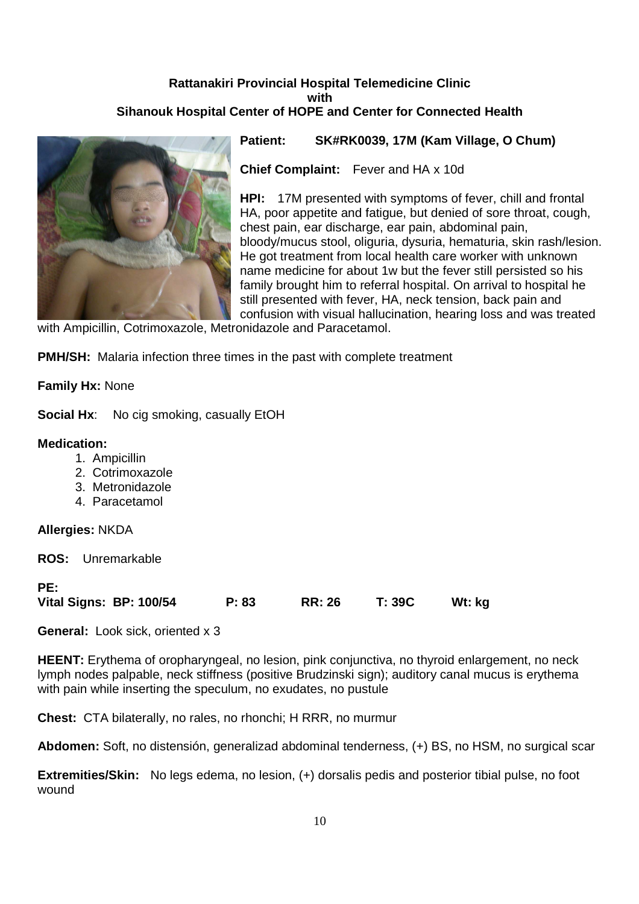**Rattanakiri Provincial Hospital Telemedicine Clinic**
**with**
**Sihanouk Hospital Center of HOPE and Center for Connected Health**

**Patient:** **SK#RK0039, 17M (Kam Village, O Chum)**

**Chief Complaint:** Fever and HA x 10d

**HPI:** 17M presented with symptoms of fever, chill and frontal HA, poor appetite and fatigue, but denied of sore throat, cough, chest pain, ear discharge, ear pain, abdominal pain, bloody/mucus stool, oliguria, dysuria, hematuria, skin rash/lesion. He got treatment from local health care worker with unknown name medicine for about 1w but the fever still persisted so his family brought him to referral hospital. On arrival to hospital he still presented with fever, HA, neck tension, back pain and confusion with visual hallucination, hearing loss and was treated with Ampicillin, Cotrimoxazole, Metronidazole and Paracetamol.

**PMH/SH:** Malaria infection three times in the past with complete treatment

**Family Hx:** None

**Social Hx**: No cig smoking, casually EtOH

**Medication:**
1. Ampicillin
2. Cotrimoxazole
3. Metronidazole
4. Paracetamol

**Allergies:** NKDA

**ROS:** Unremarkable

**PE:**
**Vital Signs: BP: 100/54 P: 83 RR: 26 T: 39C Wt: kg**

**General:** Look sick, oriented x 3

**HEENT:** Erythema of oropharyngeal, no lesion, pink conjunctiva, no thyroid enlargement, no neck lymph nodes palpable, neck stiffness (positive Brudzinski sign); auditory canal mucus is erythema with pain while inserting the speculum, no exudates, no pustule

**Chest:** CTA bilaterally, no rales, no rhonchi; H RRR, no murmur

**Abdomen:** Soft, no distensión, generalizad abdominal tenderness, (+) BS, no HSM, no surgical scar

**Extremities/Skin:** No legs edema, no lesion, (+) dorsalis pedis and posterior tibial pulse, no foot wound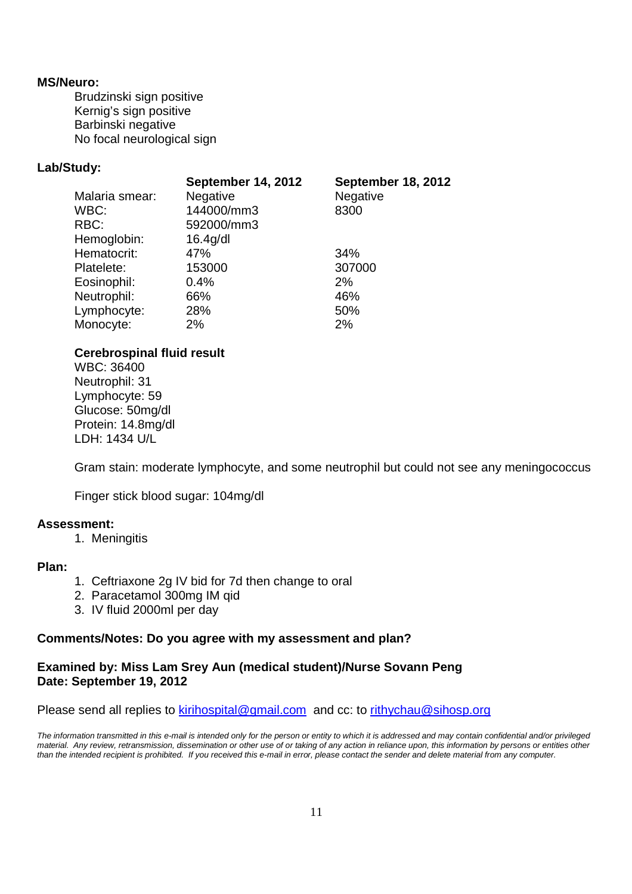**MS/Neuro:**

Brudzinski sign positive
Kernig's sign positive
Barbinski negative
No focal neurological sign

**Lab/Study:**

| | **September 14, 2012** | **September 18, 2012** |
|---|---|---|
| Malaria smear: | Negative | Negative |
| WBC: | 144000/mm3 | 8300 |
| RBC: | 592000/mm3 | |
| Hemoglobin: | 16.4g/dl | |
| Hematocrit: | 47% | 34% |
| Platelete: | 153000 | 307000 |
| Eosinophil: | 0.4% | 2% |
| Neutrophil: | 66% | 46% |
| Lymphocyte: | 28% | 50% |
| Monocyte: | 2% | 2% |

**Cerebrospinal fluid result**

WBC: 36400
Neutrophil: 31
Lymphocyte: 59
Glucose: 50mg/dl
Protein: 14.8mg/dl
LDH: 1434 U/L

Gram stain: moderate lymphocyte, and some neutrophil but could not see any meningococcus

Finger stick blood sugar: 104mg/dl

**Assessment:**

1. Meningitis

**Plan:**

1. Ceftriaxone 2g IV bid for 7d then change to oral
2. Paracetamol 300mg IM qid
3. IV fluid 2000ml per day

**Comments/Notes: Do you agree with my assessment and plan?**

**Examined by: Miss Lam Srey Aun (medical student)/Nurse Sovann Peng**
**Date: September 19, 2012**

Please send all replies to kirihospital@gmail.com and cc: to rithychau@sihosp.org

*The information transmitted in this e-mail is intended only for the person or entity to which it is addressed and may contain confidential and/or privileged material. Any review, retransmission, dissemination or other use of or taking of any action in reliance upon, this information by persons or entities other than the intended recipient is prohibited. If you received this e-mail in error, please contact the sender and delete material from any computer.*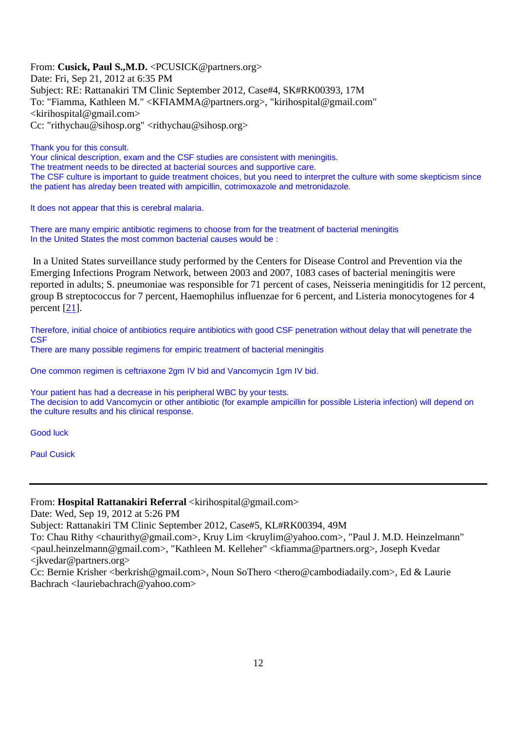From: **Cusick, Paul S.,M.D.** <PCUSICK@partners.org>
Date: Fri, Sep 21, 2012 at 6:35 PM
Subject: RE: Rattanakiri TM Clinic September 2012, Case#4, SK#RK00393, 17M
To: "Fiamma, Kathleen M." <KFIAMMA@partners.org>, "kirihospital@gmail.com" <kirihospital@gmail.com>
Cc: "rithychau@sihosp.org" <rithychau@sihosp.org>

Thank you for this consult.
Your clinical description, exam and the CSF studies are consistent with meningitis.
The treatment needs to be directed at bacterial sources and supportive care.
The CSF culture is important to guide treatment choices, but you need to interpret the culture with some skepticism since the patient has alreday been treated with ampicillin, cotrimoxazole and metronidazole.

It does not appear that this is cerebral malaria.

There are many empiric antibiotic regimens to choose from for the treatment of bacterial meningitis
In the United States the most common bacterial causes would be :

In a United States surveillance study performed by the Centers for Disease Control and Prevention via the Emerging Infections Program Network, between 2003 and 2007, 1083 cases of bacterial meningitis were reported in adults; S. pneumoniae was responsible for 71 percent of cases, Neisseria meningitidis for 12 percent, group B streptococcus for 7 percent, Haemophilus influenzae for 6 percent, and Listeria monocytogenes for 4 percent [21].

Therefore, initial choice of antibiotics require antibiotics with good CSF penetration without delay that will penetrate the CSF
There are many possible regimens for empiric treatment of bacterial meningitis

One common regimen is ceftriaxone 2gm IV bid and Vancomycin 1gm IV bid.

Your patient has had a decrease in his peripheral WBC by your tests.
The decision to add Vancomycin or other antibiotic (for example ampicillin for possible Listeria infection) will depend on the culture results and his clinical response.

Good luck

Paul Cusick

---

From: **Hospital Rattanakiri Referral** <kirihospital@gmail.com>
Date: Wed, Sep 19, 2012 at 5:26 PM
Subject: Rattanakiri TM Clinic September 2012, Case#5, KL#RK00394, 49M
To: Chau Rithy <chaurithy@gmail.com>, Kruy Lim <kruylim@yahoo.com>, "Paul J. M.D. Heinzelmann" <paul.heinzelmann@gmail.com>, "Kathleen M. Kelleher" <kfiamma@partners.org>, Joseph Kvedar <jkvedar@partners.org>
Cc: Bernie Krisher <berkrish@gmail.com>, Noun SoThero <thero@cambodiadaily.com>, Ed & Laurie Bachrach <lauriebachrach@yahoo.com>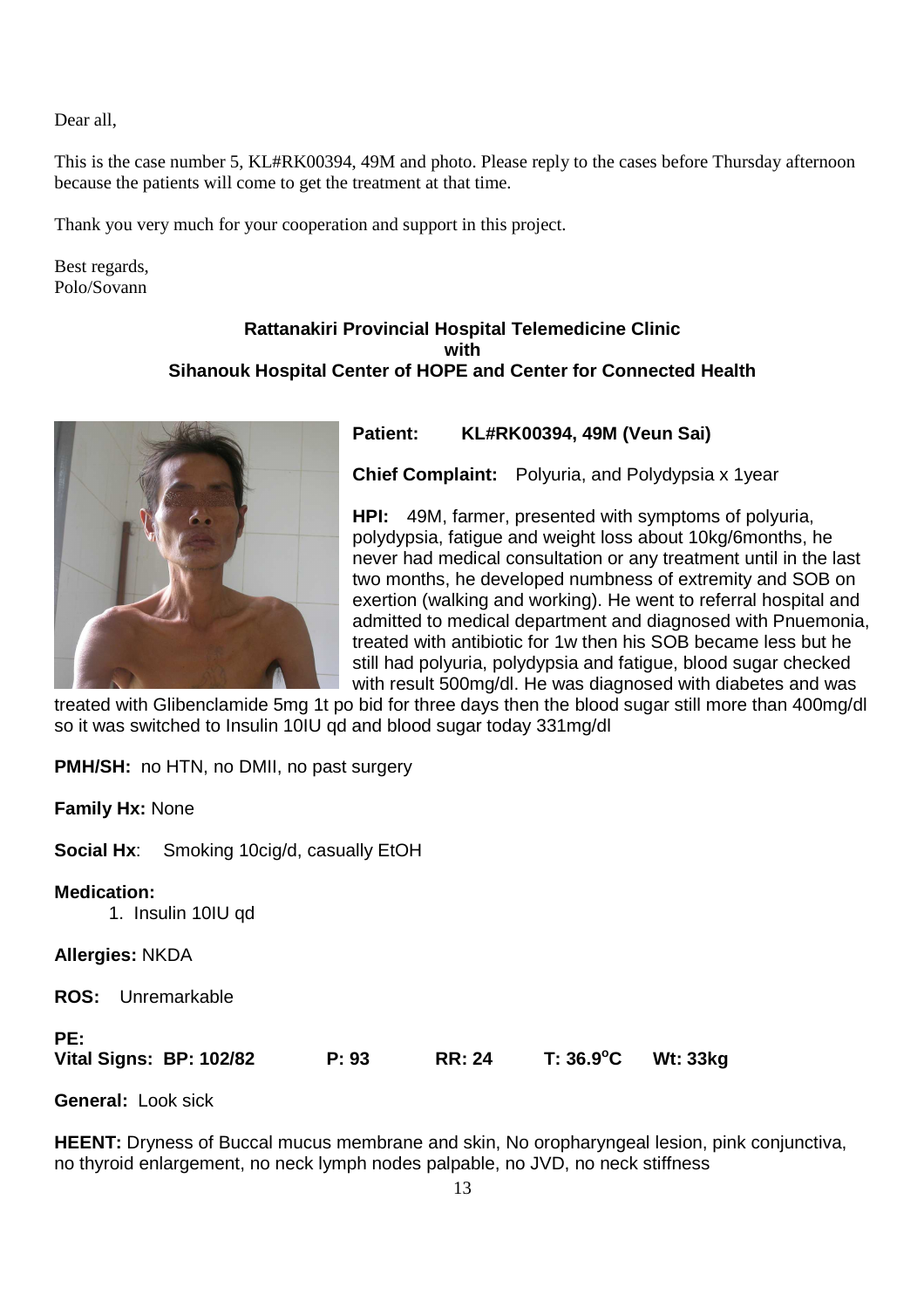Dear all,

This is the case number 5, KL#RK00394, 49M and photo. Please reply to the cases before Thursday afternoon because the patients will come to get the treatment at that time.

Thank you very much for your cooperation and support in this project.

Best regards,
Polo/Sovann

**Rattanakiri Provincial Hospital Telemedicine Clinic**
**with**
**Sihanouk Hospital Center of HOPE and Center for Connected Health**

**Patient:** **KL#RK00394, 49M (Veun Sai)**

**Chief Complaint:** Polyuria, and Polydypsia x 1year

**HPI:** 49M, farmer, presented with symptoms of polyuria, polydypsia, fatigue and weight loss about 10kg/6months, he never had medical consultation or any treatment until in the last two months, he developed numbness of extremity and SOB on exertion (walking and working). He went to referral hospital and admitted to medical department and diagnosed with Pnuemonia, treated with antibiotic for 1w then his SOB became less but he still had polyuria, polydypsia and fatigue, blood sugar checked with result 500mg/dl. He was diagnosed with diabetes and was treated with Glibenclamide 5mg 1t po bid for three days then the blood sugar still more than 400mg/dl so it was switched to Insulin 10IU qd and blood sugar today 331mg/dl

**PMH/SH:** no HTN, no DMII, no past surgery

**Family Hx:** None

**Social Hx**: Smoking 10cig/d, casually EtOH

**Medication:**

1. Insulin 10IU qd

**Allergies:** NKDA

**ROS:** Unremarkable

**PE:**
**Vital Signs: BP: 102/82 P: 93 RR: 24 T: 36.9°C Wt: 33kg**

**General:** Look sick

**HEENT:** Dryness of Buccal mucus membrane and skin, No oropharyngeal lesion, pink conjunctiva, no thyroid enlargement, no neck lymph nodes palpable, no JVD, no neck stiffness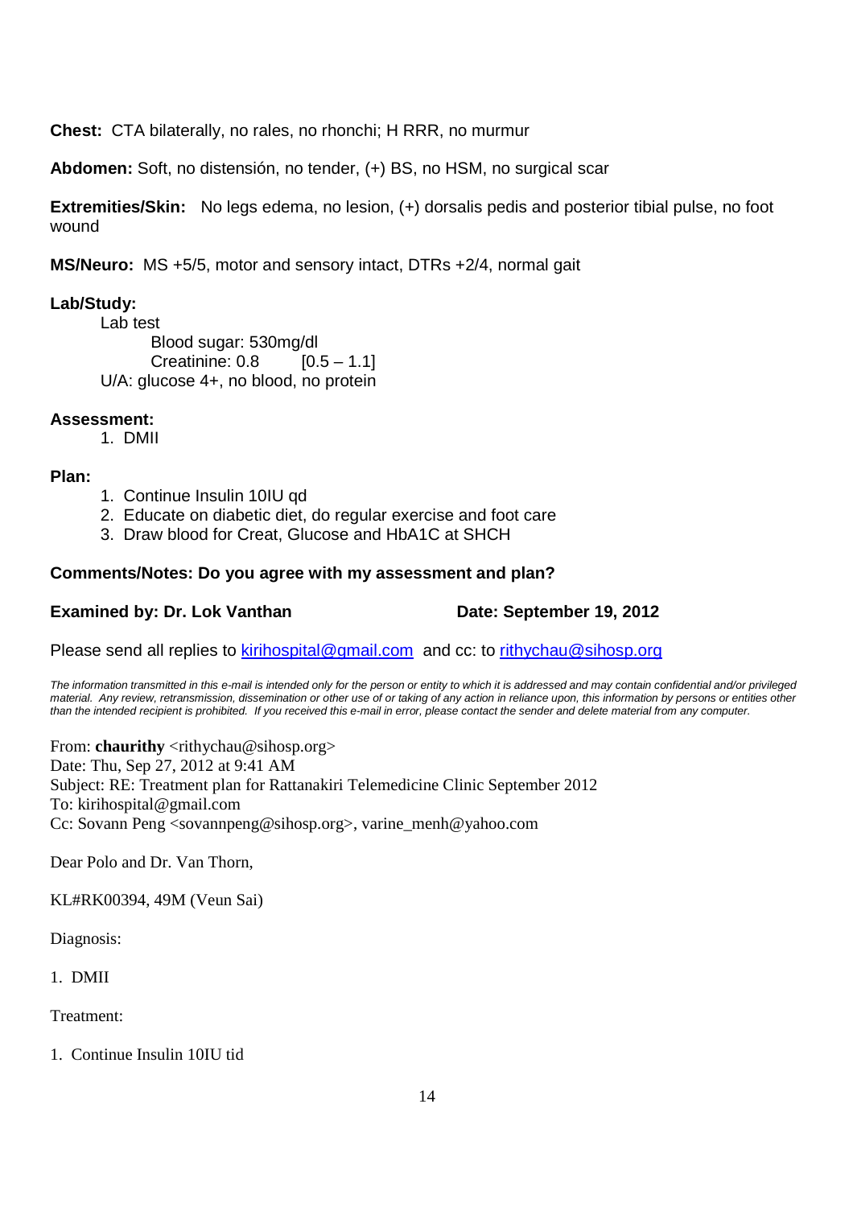**Chest:** CTA bilaterally, no rales, no rhonchi; H RRR, no murmur

**Abdomen:** Soft, no distensión, no tender, (+) BS, no HSM, no surgical scar

**Extremities/Skin:** No legs edema, no lesion, (+) dorsalis pedis and posterior tibial pulse, no foot wound

**MS/Neuro:** MS +5/5, motor and sensory intact, DTRs +2/4, normal gait

**Lab/Study:**

Lab test

Blood sugar: 530mg/dl

Creatinine: 0.8 [0.5 – 1.1]

U/A: glucose 4+, no blood, no protein

**Assessment:**

1. DMII

**Plan:**

1. Continue Insulin 10IU qd
2. Educate on diabetic diet, do regular exercise and foot care
3. Draw blood for Creat, Glucose and HbA1C at SHCH

**Comments/Notes: Do you agree with my assessment and plan?**

**Examined by: Dr. Lok Vanthan** **Date: September 19, 2012**

Please send all replies to kirihospital@gmail.com and cc: to rithychau@sihosp.org

*The information transmitted in this e-mail is intended only for the person or entity to which it is addressed and may contain confidential and/or privileged material. Any review, retransmission, dissemination or other use of or taking of any action in reliance upon, this information by persons or entities other than the intended recipient is prohibited. If you received this e-mail in error, please contact the sender and delete material from any computer.*

From: **chaurithy** <rithychau@sihosp.org>
Date: Thu, Sep 27, 2012 at 9:41 AM
Subject: RE: Treatment plan for Rattanakiri Telemedicine Clinic September 2012
To: kirihospital@gmail.com
Cc: Sovann Peng <sovannpeng@sihosp.org>, varine_menh@yahoo.com

Dear Polo and Dr. Van Thorn,

KL#RK00394, 49M (Veun Sai)

Diagnosis:

1. DMII

Treatment:

1. Continue Insulin 10IU tid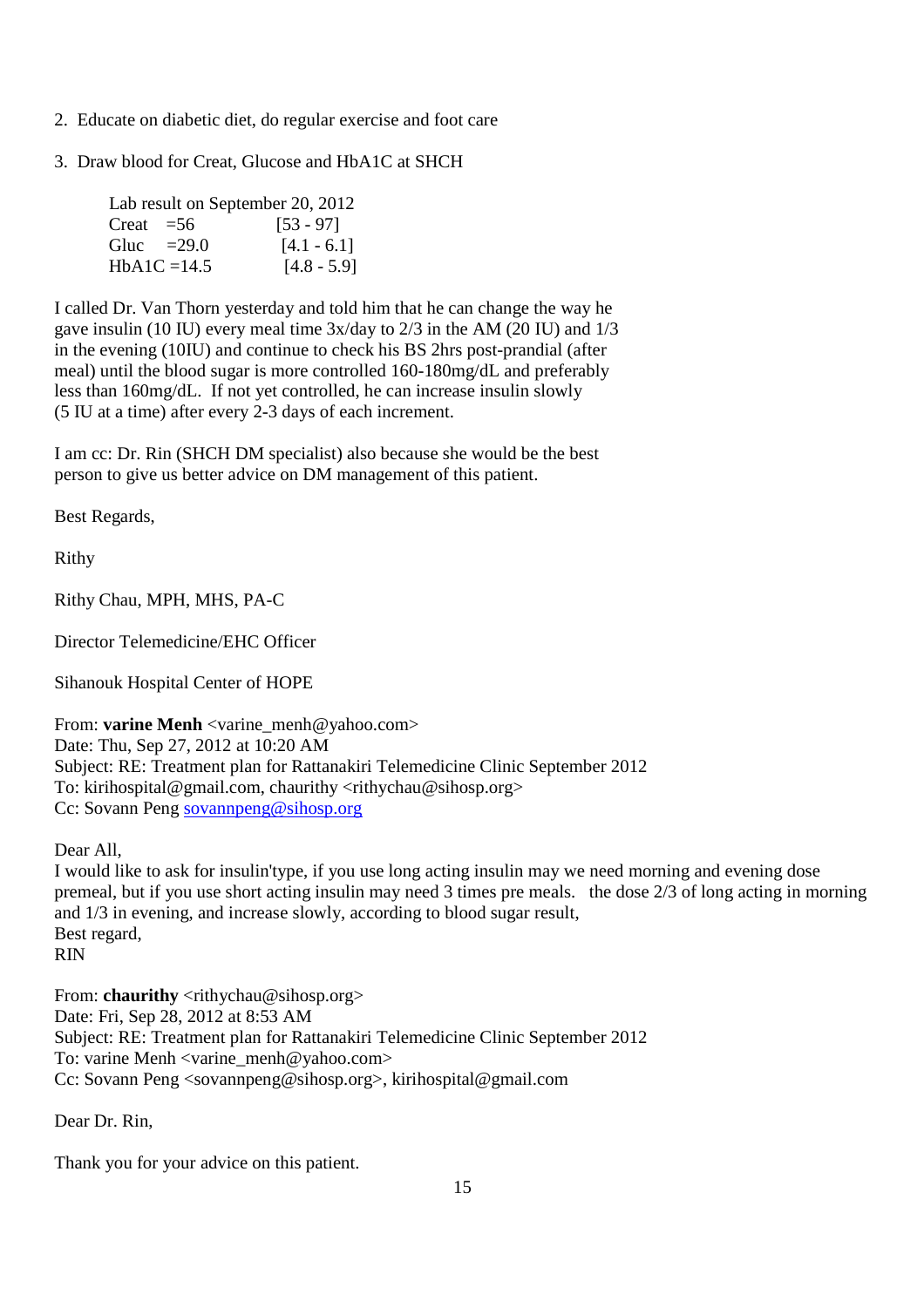2. Educate on diabetic diet, do regular exercise and foot care

3. Draw blood for Creat, Glucose and HbA1C at SHCH

Lab result on September 20, 2012

| | | |
|---|---|---|
| Creat | =56 | [53 - 97] |
| Gluc | =29.0 | [4.1 - 6.1] |
| HbA1C | =14.5 | [4.8 - 5.9] |

I called Dr. Van Thorn yesterday and told him that he can change the way he gave insulin (10 IU) every meal time 3x/day to 2/3 in the AM (20 IU) and 1/3 in the evening (10IU) and continue to check his BS 2hrs post-prandial (after meal) until the blood sugar is more controlled 160-180mg/dL and preferably less than 160mg/dL. If not yet controlled, he can increase insulin slowly (5 IU at a time) after every 2-3 days of each increment.

I am cc: Dr. Rin (SHCH DM specialist) also because she would be the best person to give us better advice on DM management of this patient.

Best Regards,

Rithy

Rithy Chau, MPH, MHS, PA-C

Director Telemedicine/EHC Officer

Sihanouk Hospital Center of HOPE

From: **varine Menh** <varine_menh@yahoo.com>
Date: Thu, Sep 27, 2012 at 10:20 AM
Subject: RE: Treatment plan for Rattanakiri Telemedicine Clinic September 2012
To: kirihospital@gmail.com, chaurithy <rithychau@sihosp.org>
Cc: Sovann Peng sovannpeng@sihosp.org

Dear All,
I would like to ask for insulin'type, if you use long acting insulin may we need morning and evening dose premeal, but if you use short acting insulin may need 3 times pre meals. the dose 2/3 of long acting in morning and 1/3 in evening, and increase slowly, according to blood sugar result,
Best regard,
RIN

From: **chaurithy** <rithychau@sihosp.org>
Date: Fri, Sep 28, 2012 at 8:53 AM
Subject: RE: Treatment plan for Rattanakiri Telemedicine Clinic September 2012
To: varine Menh <varine_menh@yahoo.com>
Cc: Sovann Peng <sovannpeng@sihosp.org>, kirihospital@gmail.com

Dear Dr. Rin,

Thank you for your advice on this patient.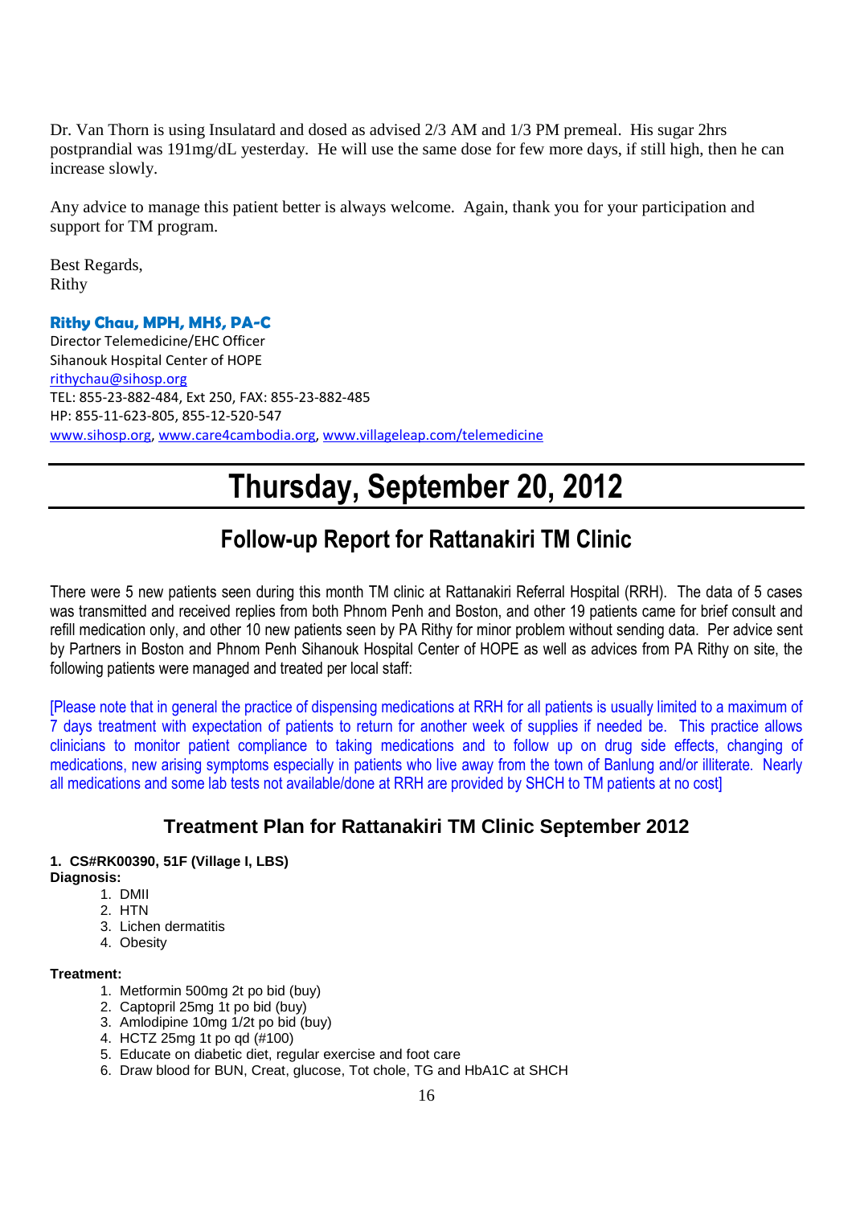Dr. Van Thorn is using Insulatard and dosed as advised 2/3 AM and 1/3 PM premeal. His sugar 2hrs postprandial was 191mg/dL yesterday. He will use the same dose for few more days, if still high, then he can increase slowly.

Any advice to manage this patient better is always welcome. Again, thank you for your participation and support for TM program.

Best Regards,
Rithy

**Rithy Chau, MPH, MHS, PA-C**
Director Telemedicine/EHC Officer
Sihanouk Hospital Center of HOPE
rithychau@sihosp.org
TEL: 855-23-882-484, Ext 250, FAX: 855-23-882-485
HP: 855-11-623-805, 855-12-520-547
www.sihosp.org, www.care4cambodia.org, www.villageleap.com/telemedicine

# Thursday, September 20, 2012

## Follow-up Report for Rattanakiri TM Clinic

There were 5 new patients seen during this month TM clinic at Rattanakiri Referral Hospital (RRH). The data of 5 cases was transmitted and received replies from both Phnom Penh and Boston, and other 19 patients came for brief consult and refill medication only, and other 10 new patients seen by PA Rithy for minor problem without sending data. Per advice sent by Partners in Boston and Phnom Penh Sihanouk Hospital Center of HOPE as well as advices from PA Rithy on site, the following patients were managed and treated per local staff:

[Please note that in general the practice of dispensing medications at RRH for all patients is usually limited to a maximum of 7 days treatment with expectation of patients to return for another week of supplies if needed be. This practice allows clinicians to monitor patient compliance to taking medications and to follow up on drug side effects, changing of medications, new arising symptoms especially in patients who live away from the town of Banlung and/or illiterate. Nearly all medications and some lab tests not available/done at RRH are provided by SHCH to TM patients at no cost]

### Treatment Plan for Rattanakiri TM Clinic September 2012

**1. CS#RK00390, 51F (Village I, LBS)**

**Diagnosis:**

1. DMII
2. HTN
3. Lichen dermatitis
4. Obesity

**Treatment:**

1. Metformin 500mg 2t po bid (buy)
2. Captopril 25mg 1t po bid (buy)
3. Amlodipine 10mg 1/2t po bid (buy)
4. HCTZ 25mg 1t po qd (#100)
5. Educate on diabetic diet, regular exercise and foot care
6. Draw blood for BUN, Creat, glucose, Tot chole, TG and HbA1C at SHCH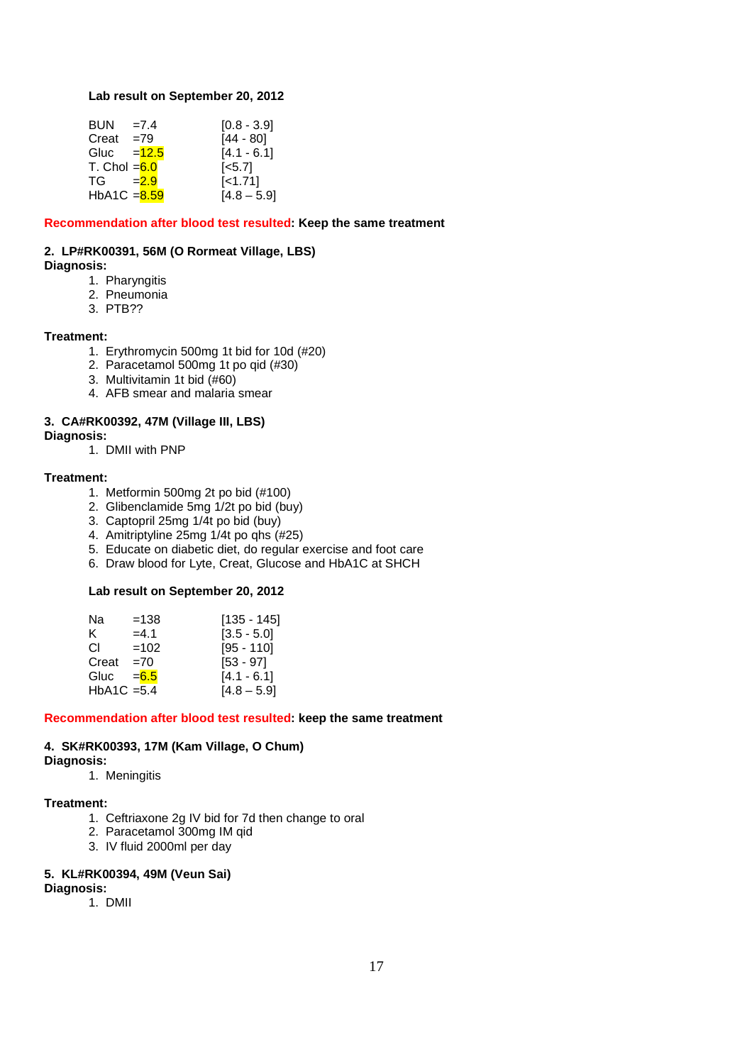**Lab result on September 20, 2012**

| | | |
|---|---|---|
| BUN | =7.4 | [0.8 - 3.9] |
| Creat | =79 | [44 - 80] |
| Gluc | =12.5 | [4.1 - 6.1] |
| T. Chol | =6.0 | [<5.7] |
| TG | =2.9 | [<1.71] |
| HbA1C | =8.59 | [4.8 – 5.9] |

**Recommendation after blood test resulted: Keep the same treatment**

**2. LP#RK00391, 56M (O Rormeat Village, LBS)**

**Diagnosis:**

1. Pharyngitis
2. Pneumonia
3. PTB??

**Treatment:**

1. Erythromycin 500mg 1t bid for 10d (#20)
2. Paracetamol 500mg 1t po qid (#30)
3. Multivitamin 1t bid (#60)
4. AFB smear and malaria smear

**3. CA#RK00392, 47M (Village III, LBS)**

**Diagnosis:**

1. DMII with PNP

**Treatment:**

1. Metformin 500mg 2t po bid (#100)
2. Glibenclamide 5mg 1/2t po bid (buy)
3. Captopril 25mg 1/4t po bid (buy)
4. Amitriptyline 25mg 1/4t po qhs (#25)
5. Educate on diabetic diet, do regular exercise and foot care
6. Draw blood for Lyte, Creat, Glucose and HbA1C at SHCH

**Lab result on September 20, 2012**

| | | |
|---|---|---|
| Na | =138 | [135 - 145] |
| K | =4.1 | [3.5 - 5.0] |
| Cl | =102 | [95 - 110] |
| Creat | =70 | [53 - 97] |
| Gluc | =6.5 | [4.1 - 6.1] |
| HbA1C | =5.4 | [4.8 – 5.9] |

**Recommendation after blood test resulted: keep the same treatment**

**4. SK#RK00393, 17M (Kam Village, O Chum)**

**Diagnosis:**

1. Meningitis

**Treatment:**

1. Ceftriaxone 2g IV bid for 7d then change to oral
2. Paracetamol 300mg IM qid
3. IV fluid 2000ml per day

**5. KL#RK00394, 49M (Veun Sai)**

**Diagnosis:**

1. DMII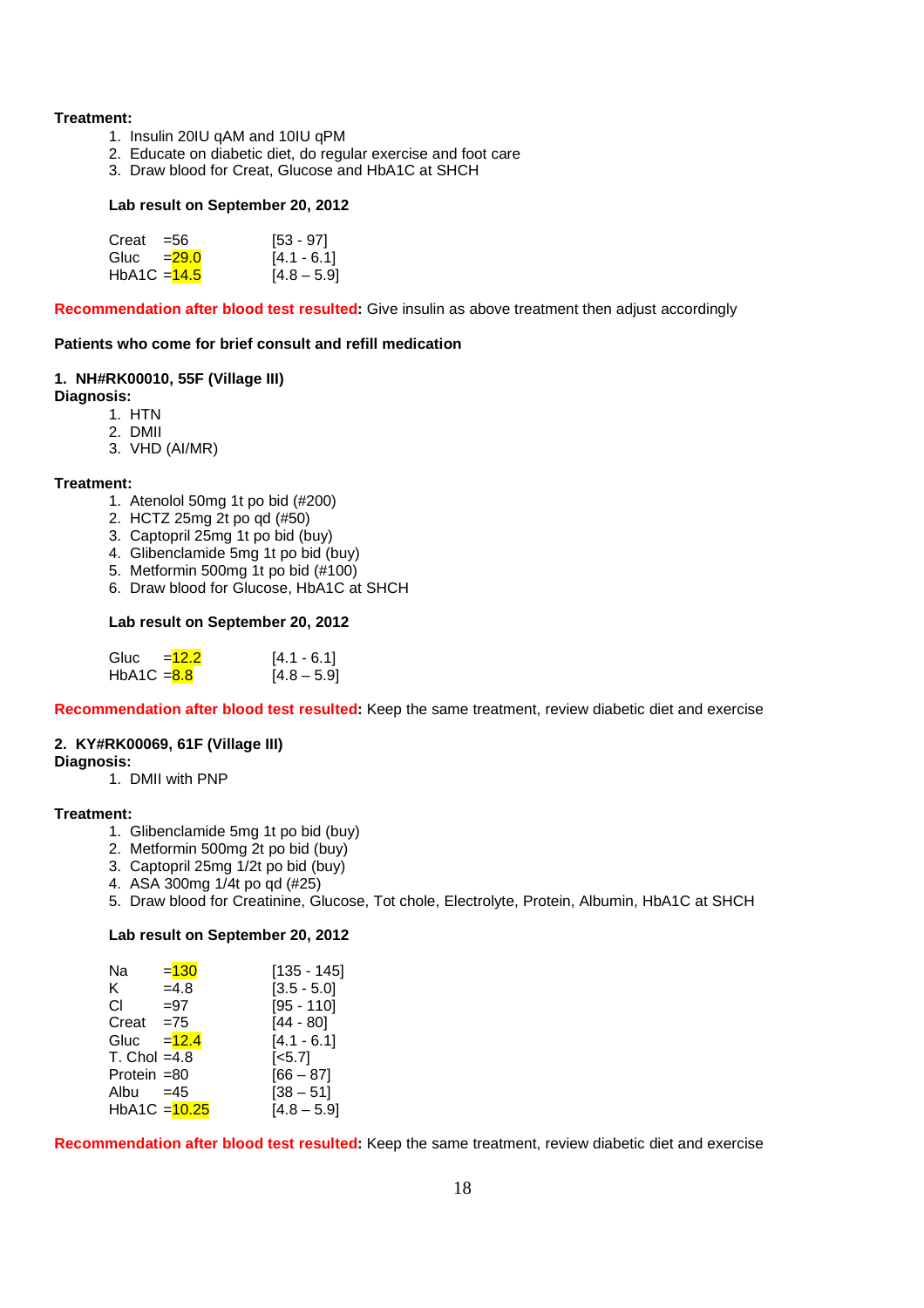**Treatment:**

1. Insulin 20IU qAM and 10IU qPM
2. Educate on diabetic diet, do regular exercise and foot care
3. Draw blood for Creat, Glucose and HbA1C at SHCH

**Lab result on September 20, 2012**

| | | |
|---|---|---|
| Creat | =56 | [53 - 97] |
| Gluc | =29.0 | [4.1 - 6.1] |
| HbA1C | =14.5 | [4.8 – 5.9] |

**Recommendation after blood test resulted:** Give insulin as above treatment then adjust accordingly

**Patients who come for brief consult and refill medication**

**1. NH#RK00010, 55F (Village III)**

**Diagnosis:**

1. HTN
2. DMII
3. VHD (AI/MR)

**Treatment:**

1. Atenolol 50mg 1t po bid (#200)
2. HCTZ 25mg 2t po qd (#50)
3. Captopril 25mg 1t po bid (buy)
4. Glibenclamide 5mg 1t po bid (buy)
5. Metformin 500mg 1t po bid (#100)
6. Draw blood for Glucose, HbA1C at SHCH

**Lab result on September 20, 2012**

| | | |
|---|---|---|
| Gluc | =12.2 | [4.1 - 6.1] |
| HbA1C | =8.8 | [4.8 – 5.9] |

**Recommendation after blood test resulted:** Keep the same treatment, review diabetic diet and exercise

**2. KY#RK00069, 61F (Village III)**

**Diagnosis:**

1. DMII with PNP

**Treatment:**

1. Glibenclamide 5mg 1t po bid (buy)
2. Metformin 500mg 2t po bid (buy)
3. Captopril 25mg 1/2t po bid (buy)
4. ASA 300mg 1/4t po qd (#25)
5. Draw blood for Creatinine, Glucose, Tot chole, Electrolyte, Protein, Albumin, HbA1C at SHCH

**Lab result on September 20, 2012**

| | | |
|---|---|---|
| Na | =130 | [135 - 145] |
| K | =4.8 | [3.5 - 5.0] |
| Cl | =97 | [95 - 110] |
| Creat | =75 | [44 - 80] |
| Gluc | =12.4 | [4.1 - 6.1] |
| T. Chol | =4.8 | [<5.7] |
| Protein | =80 | [66 – 87] |
| Albu | =45 | [38 – 51] |
| HbA1C | =10.25 | [4.8 – 5.9] |

**Recommendation after blood test resulted:** Keep the same treatment, review diabetic diet and exercise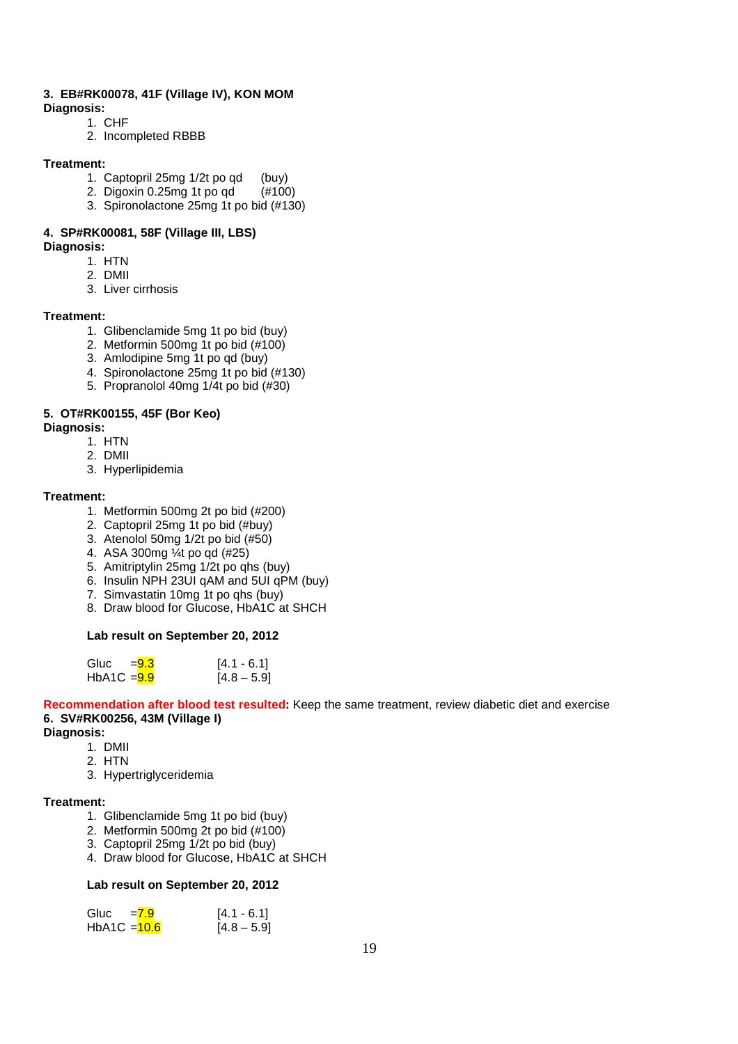**3. EB#RK00078, 41F (Village IV), KON MOM**

**Diagnosis:**

1. CHF
2. Incompleted RBBB

**Treatment:**

1. Captopril 25mg 1/2t po qd (buy)
2. Digoxin 0.25mg 1t po qd (#100)
3. Spironolactone 25mg 1t po bid (#130)

**4. SP#RK00081, 58F (Village III, LBS)**

**Diagnosis:**

1. HTN
2. DMII
3. Liver cirrhosis

**Treatment:**

1. Glibenclamide 5mg 1t po bid (buy)
2. Metformin 500mg 1t po bid (#100)
3. Amlodipine 5mg 1t po qd (buy)
4. Spironolactone 25mg 1t po bid (#130)
5. Propranolol 40mg 1/4t po bid (#30)

**5. OT#RK00155, 45F (Bor Keo)**

**Diagnosis:**

1. HTN
2. DMII
3. Hyperlipidemia

**Treatment:**

1. Metformin 500mg 2t po bid (#200)
2. Captopril 25mg 1t po bid (#buy)
3. Atenolol 50mg 1/2t po bid (#50)
4. ASA 300mg ¼t po qd (#25)
5. Amitriptylin 25mg 1/2t po qhs (buy)
6. Insulin NPH 23UI qAM and 5UI qPM (buy)
7. Simvastatin 10mg 1t po qhs (buy)
8. Draw blood for Glucose, HbA1C at SHCH

**Lab result on September 20, 2012**

| | | |
|---|---|---|
| Gluc | =9.3 | [4.1 - 6.1] |
| HbA1C | =9.9 | [4.8 – 5.9] |

**Recommendation after blood test resulted:** Keep the same treatment, review diabetic diet and exercise

**6. SV#RK00256, 43M (Village I)**

**Diagnosis:**

1. DMII
2. HTN
3. Hypertriglyceridemia

**Treatment:**

1. Glibenclamide 5mg 1t po bid (buy)
2. Metformin 500mg 2t po bid (#100)
3. Captopril 25mg 1/2t po bid (buy)
4. Draw blood for Glucose, HbA1C at SHCH

**Lab result on September 20, 2012**

| | | |
|---|---|---|
| Gluc | =7.9 | [4.1 - 6.1] |
| HbA1C | =10.6 | [4.8 – 5.9] |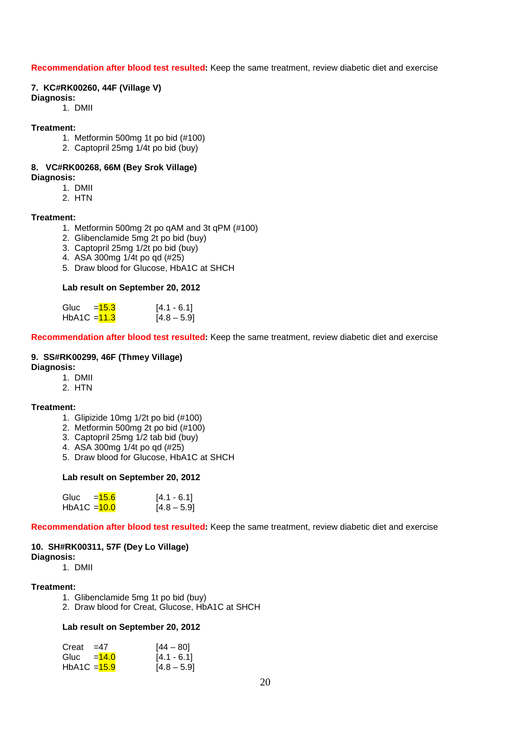**Recommendation after blood test resulted:** Keep the same treatment, review diabetic diet and exercise

**7. KC#RK00260, 44F (Village V)**

**Diagnosis:**

1. DMII

**Treatment:**

1. Metformin 500mg 1t po bid (#100)
2. Captopril 25mg 1/4t po bid (buy)

**8. VC#RK00268, 66M (Bey Srok Village)**

**Diagnosis:**

1. DMII
2. HTN

**Treatment:**

1. Metformin 500mg 2t po qAM and 3t qPM (#100)
2. Glibenclamide 5mg 2t po bid (buy)
3. Captopril 25mg 1/2t po bid (buy)
4. ASA 300mg 1/4t po qd (#25)
5. Draw blood for Glucose, HbA1C at SHCH

**Lab result on September 20, 2012**

| | | |
|---|---|---|
| Gluc | =15.3 | [4.1 - 6.1] |
| HbA1C | =11.3 | [4.8 – 5.9] |

**Recommendation after blood test resulted:** Keep the same treatment, review diabetic diet and exercise

**9. SS#RK00299, 46F (Thmey Village)**

**Diagnosis:**

1. DMII
2. HTN

**Treatment:**

1. Glipizide 10mg 1/2t po bid (#100)
2. Metformin 500mg 2t po bid (#100)
3. Captopril 25mg 1/2 tab bid (buy)
4. ASA 300mg 1/4t po qd (#25)
5. Draw blood for Glucose, HbA1C at SHCH

**Lab result on September 20, 2012**

| | | |
|---|---|---|
| Gluc | =15.6 | [4.1 - 6.1] |
| HbA1C | =10.0 | [4.8 – 5.9] |

**Recommendation after blood test resulted:** Keep the same treatment, review diabetic diet and exercise

**10. SH#RK00311, 57F (Dey Lo Village)**

**Diagnosis:**

1. DMII

**Treatment:**

1. Glibenclamide 5mg 1t po bid (buy)
2. Draw blood for Creat, Glucose, HbA1C at SHCH

**Lab result on September 20, 2012**

| | | |
|---|---|---|
| Creat | =47 | [44 – 80] |
| Gluc | =14.0 | [4.1 - 6.1] |
| HbA1C | =15.9 | [4.8 – 5.9] |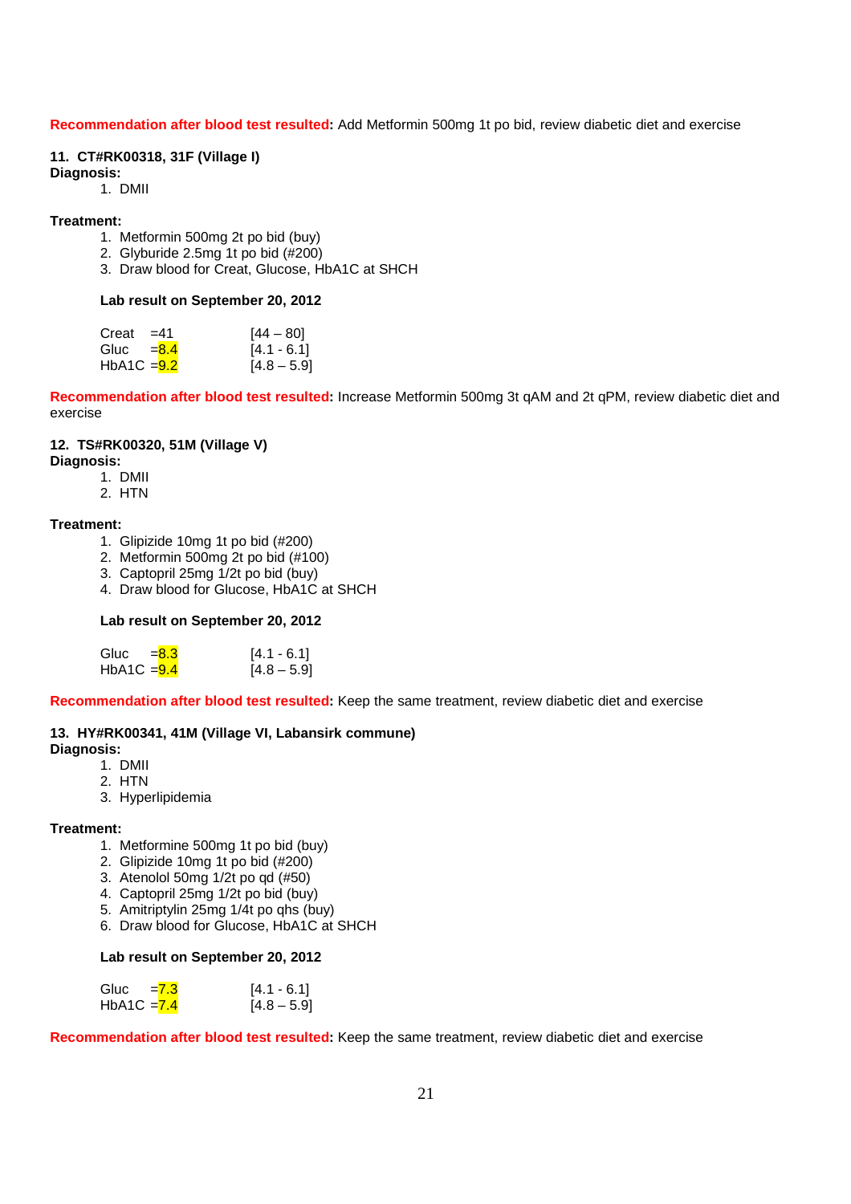**Recommendation after blood test resulted:** Add Metformin 500mg 1t po bid, review diabetic diet and exercise

**11. CT#RK00318, 31F (Village I)**

**Diagnosis:**

1. DMII

**Treatment:**

1. Metformin 500mg 2t po bid (buy)
2. Glyburide 2.5mg 1t po bid (#200)
3. Draw blood for Creat, Glucose, HbA1C at SHCH

**Lab result on September 20, 2012**

| | | |
|---|---|---|
| Creat | =41 | [44 – 80] |
| Gluc | =8.4 | [4.1 - 6.1] |
| HbA1C | =9.2 | [4.8 – 5.9] |

**Recommendation after blood test resulted:** Increase Metformin 500mg 3t qAM and 2t qPM, review diabetic diet and exercise

**12. TS#RK00320, 51M (Village V)**

**Diagnosis:**

1. DMII
2. HTN

**Treatment:**

1. Glipizide 10mg 1t po bid (#200)
2. Metformin 500mg 2t po bid (#100)
3. Captopril 25mg 1/2t po bid (buy)
4. Draw blood for Glucose, HbA1C at SHCH

**Lab result on September 20, 2012**

| | | |
|---|---|---|
| Gluc | =8.3 | [4.1 - 6.1] |
| HbA1C | =9.4 | [4.8 – 5.9] |

**Recommendation after blood test resulted:** Keep the same treatment, review diabetic diet and exercise

**13. HY#RK00341, 41M (Village VI, Labansirk commune)**

**Diagnosis:**

1. DMII
2. HTN
3. Hyperlipidemia

**Treatment:**

1. Metformine 500mg 1t po bid (buy)
2. Glipizide 10mg 1t po bid (#200)
3. Atenolol 50mg 1/2t po qd (#50)
4. Captopril 25mg 1/2t po bid (buy)
5. Amitriptylin 25mg 1/4t po qhs (buy)
6. Draw blood for Glucose, HbA1C at SHCH

**Lab result on September 20, 2012**

| | | |
|---|---|---|
| Gluc | =7.3 | [4.1 - 6.1] |
| HbA1C | =7.4 | [4.8 – 5.9] |

**Recommendation after blood test resulted:** Keep the same treatment, review diabetic diet and exercise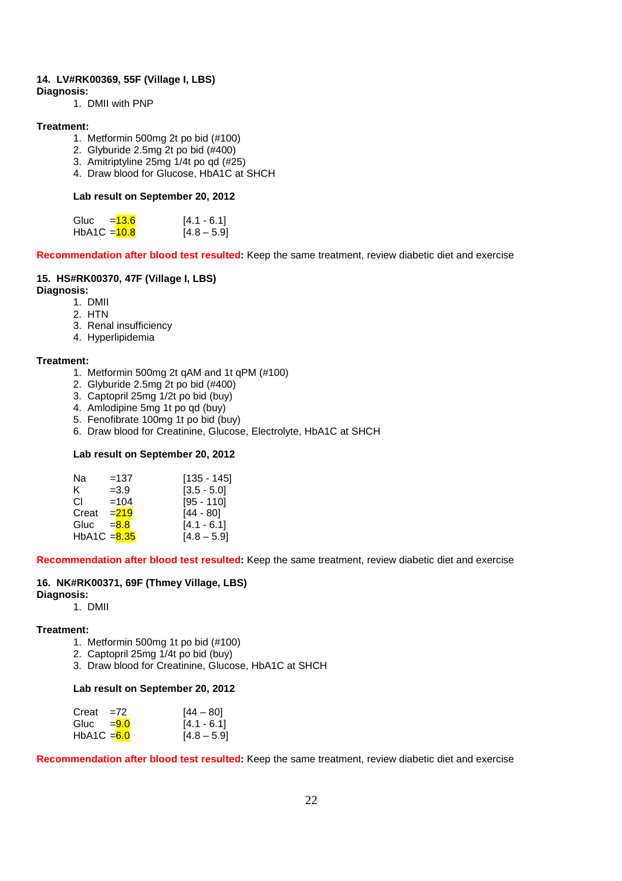**14. LV#RK00369, 55F (Village I, LBS)**

**Diagnosis:**

1. DMII with PNP

**Treatment:**

1. Metformin 500mg 2t po bid (#100)
2. Glyburide 2.5mg 2t po bid (#400)
3. Amitriptyline 25mg 1/4t po qd (#25)
4. Draw blood for Glucose, HbA1C at SHCH

**Lab result on September 20, 2012**

| | | |
|---|---|---|
| Gluc | =13.6 | [4.1 - 6.1] |
| HbA1C | =10.8 | [4.8 – 5.9] |

**Recommendation after blood test resulted:** Keep the same treatment, review diabetic diet and exercise

**15. HS#RK00370, 47F (Village I, LBS)**

**Diagnosis:**

1. DMII
2. HTN
3. Renal insufficiency
4. Hyperlipidemia

**Treatment:**

1. Metformin 500mg 2t qAM and 1t qPM (#100)
2. Glyburide 2.5mg 2t po bid (#400)
3. Captopril 25mg 1/2t po bid (buy)
4. Amlodipine 5mg 1t po qd (buy)
5. Fenofibrate 100mg 1t po bid (buy)
6. Draw blood for Creatinine, Glucose, Electrolyte, HbA1C at SHCH

**Lab result on September 20, 2012**

| | | |
|---|---|---|
| Na | =137 | [135 - 145] |
| K | =3.9 | [3.5 - 5.0] |
| Cl | =104 | [95 - 110] |
| Creat | =219 | [44 - 80] |
| Gluc | =8.8 | [4.1 - 6.1] |
| HbA1C | =8.35 | [4.8 – 5.9] |

**Recommendation after blood test resulted:** Keep the same treatment, review diabetic diet and exercise

**16. NK#RK00371, 69F (Thmey Village, LBS)**

**Diagnosis:**

1. DMII

**Treatment:**

1. Metformin 500mg 1t po bid (#100)
2. Captopril 25mg 1/4t po bid (buy)
3. Draw blood for Creatinine, Glucose, HbA1C at SHCH

**Lab result on September 20, 2012**

| | | |
|---|---|---|
| Creat | =72 | [44 – 80] |
| Gluc | =9.0 | [4.1 - 6.1] |
| HbA1C | =6.0 | [4.8 – 5.9] |

**Recommendation after blood test resulted:** Keep the same treatment, review diabetic diet and exercise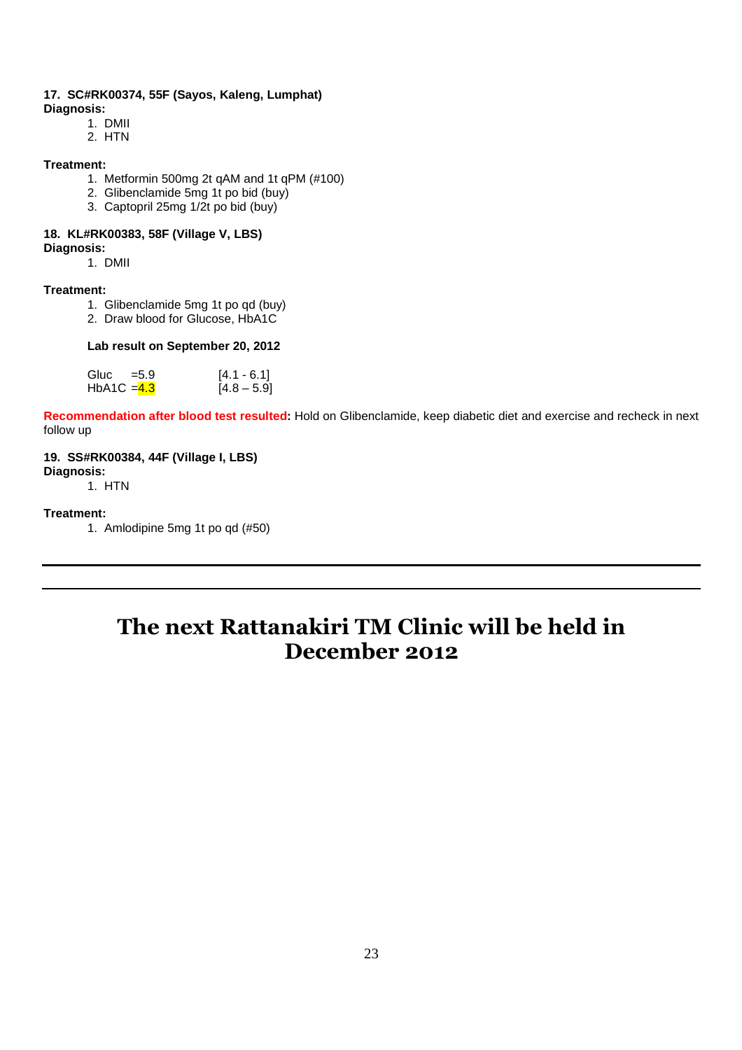**17. SC#RK00374, 55F (Sayos, Kaleng, Lumphat)**

**Diagnosis:**

1. DMII
2. HTN

**Treatment:**

1. Metformin 500mg 2t qAM and 1t qPM (#100)
2. Glibenclamide 5mg 1t po bid (buy)
3. Captopril 25mg 1/2t po bid (buy)

**18. KL#RK00383, 58F (Village V, LBS)**

**Diagnosis:**

1. DMII

**Treatment:**

1. Glibenclamide 5mg 1t po qd (buy)
2. Draw blood for Glucose, HbA1C

**Lab result on September 20, 2012**

| | | |
|---|---|---|
| Gluc | =5.9 | [4.1 - 6.1] |
| HbA1C | =4.3 | [4.8 – 5.9] |

**Recommendation after blood test resulted:** Hold on Glibenclamide, keep diabetic diet and exercise and recheck in next follow up

**19. SS#RK00384, 44F (Village I, LBS)**

**Diagnosis:**

1. HTN

**Treatment:**

1. Amlodipine 5mg 1t po qd (#50)

---

# The next Rattanakiri TM Clinic will be held in December 2012